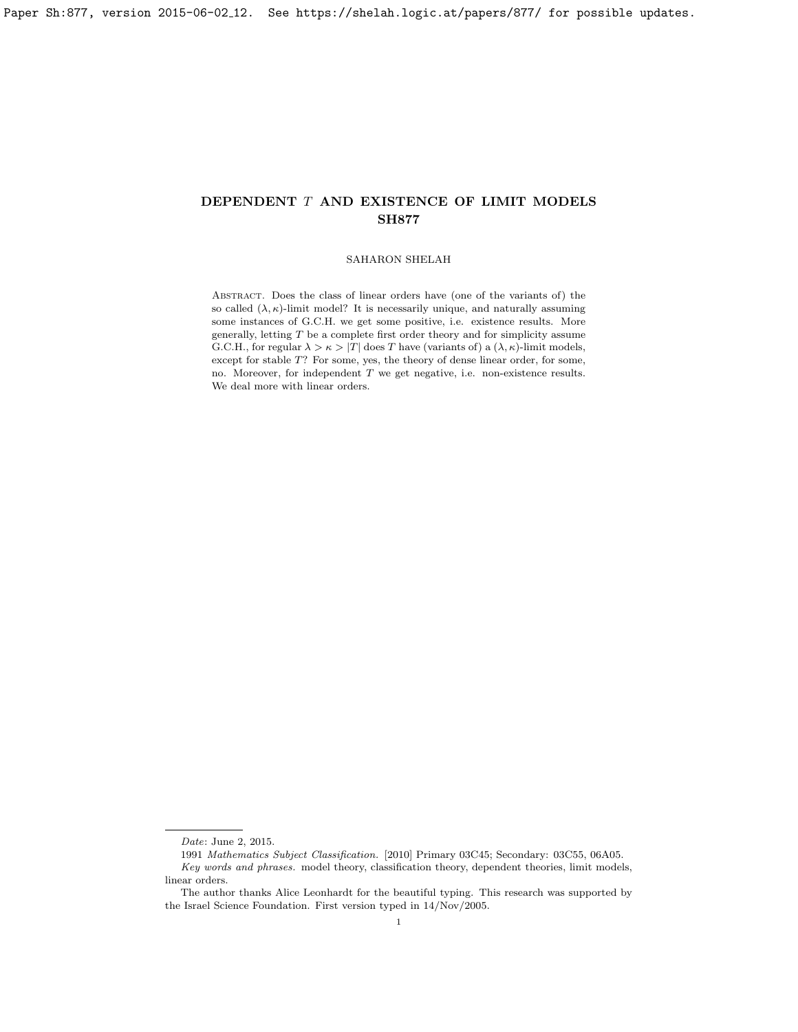# DEPENDENT $T$ AND EXISTENCE OF LIMIT MODELS SH877

SAHARON SHELAH

Abstract. Does the class of linear orders have (one of the variants of) the so called $(\lambda, \kappa)$-limit model? It is necessarily unique, and naturally assuming some instances of G.C.H. we get some positive, i.e. existence results. More generally, letting $T$ be a complete first order theory and for simplicity assume G.C.H., for regular $\lambda > \kappa > |T|$ does $T$ have (variants of) a $(\lambda, \kappa)$-limit models, except for stable $T$? For some, yes, the theory of dense linear order, for some, no. Moreover, for independent $T$ we get negative, i.e. non-existence results. We deal more with linear orders.

---

*Date*: June 2, 2015.

1991 *Mathematics Subject Classification.* [2010] Primary 03C45; Secondary: 03C55, 06A05.

*Key words and phrases.* model theory, classification theory, dependent theories, limit models, linear orders.

The author thanks Alice Leonhardt for the beautiful typing. This research was supported by the Israel Science Foundation. First version typed in 14/Nov/2005.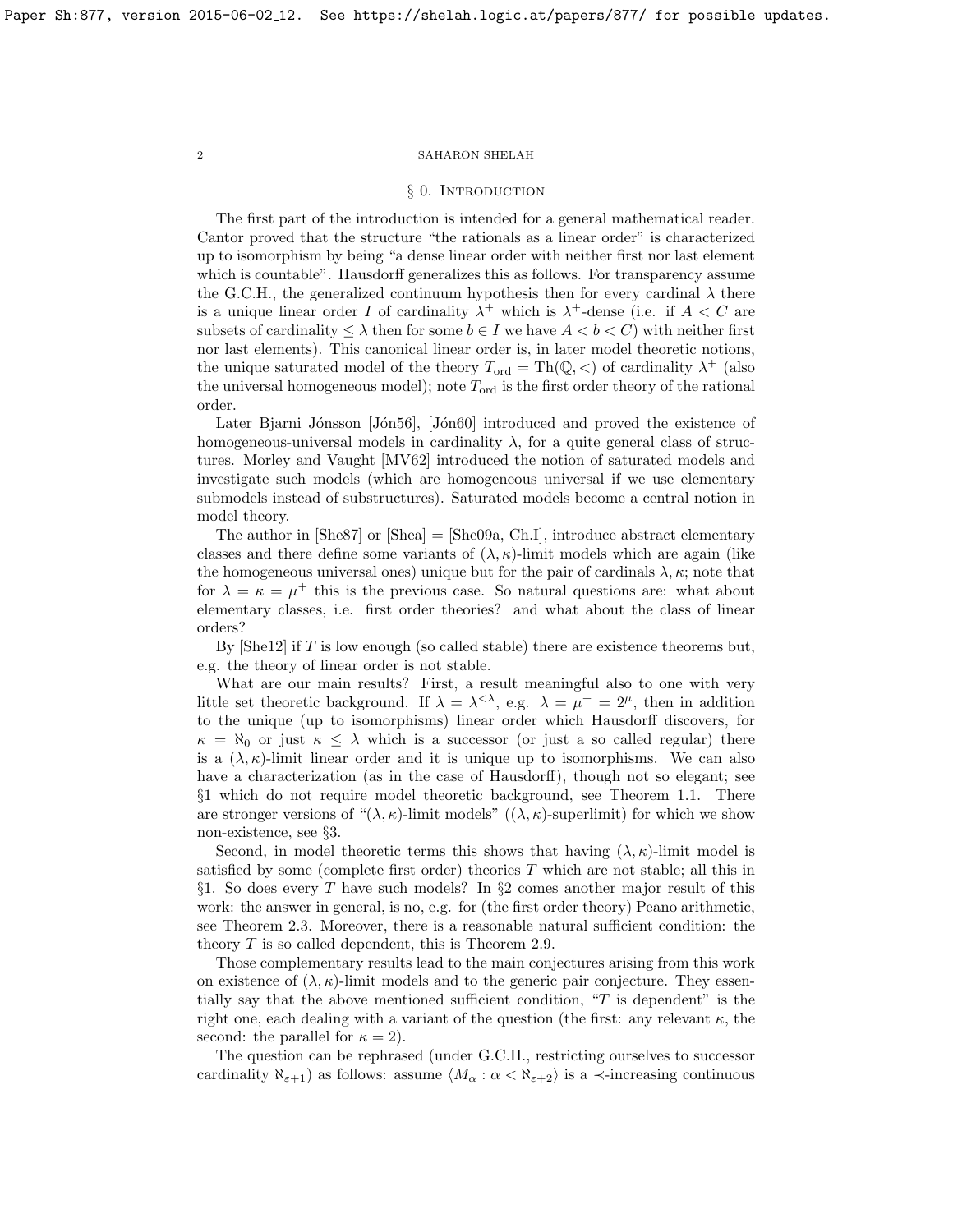## § 0. Introduction

The first part of the introduction is intended for a general mathematical reader. Cantor proved that the structure "the rationals as a linear order" is characterized up to isomorphism by being "a dense linear order with neither first nor last element which is countable". Hausdorff generalizes this as follows. For transparency assume the G.C.H., the generalized continuum hypothesis then for every cardinal $\lambda$ there is a unique linear order $I$ of cardinality $\lambda^+$ which is $\lambda^+$-dense (i.e. if $A < C$ are subsets of cardinality $\leq \lambda$ then for some $b \in I$ we have $A < b < C$) with neither first nor last elements). This canonical linear order is, in later model theoretic notions, the unique saturated model of the theory $T_{\rm ord} = {\rm Th}(\mathbb{Q}, <)$ of cardinality $\lambda^+$ (also the universal homogeneous model); note $T_{\rm ord}$ is the first order theory of the rational order.

Later Bjarni Jónsson [Jón56], [Jón60] introduced and proved the existence of homogeneous-universal models in cardinality $\lambda$, for a quite general class of structures. Morley and Vaught [MV62] introduced the notion of saturated models and investigate such models (which are homogeneous universal if we use elementary submodels instead of substructures). Saturated models become a central notion in model theory.

The author in [She87] or [Shea] = [She09a, Ch.I], introduce abstract elementary classes and there define some variants of $(\lambda, \kappa)$-limit models which are again (like the homogeneous universal ones) unique but for the pair of cardinals $\lambda, \kappa$; note that for $\lambda = \kappa = \mu^+$ this is the previous case. So natural questions are: what about elementary classes, i.e. first order theories? and what about the class of linear orders?

By [She12] if $T$ is low enough (so called stable) there are existence theorems but, e.g. the theory of linear order is not stable.

What are our main results? First, a result meaningful also to one with very little set theoretic background. If $\lambda = \lambda^{<\lambda}$, e.g. $\lambda = \mu^+ = 2^\mu$, then in addition to the unique (up to isomorphisms) linear order which Hausdorff discovers, for $\kappa = \aleph_0$ or just $\kappa \leq \lambda$ which is a successor (or just a so called regular) there is a $(\lambda, \kappa)$-limit linear order and it is unique up to isomorphisms. We can also have a characterization (as in the case of Hausdorff), though not so elegant; see §1 which do not require model theoretic background, see Theorem 1.1. There are stronger versions of "$(\lambda, \kappa)$-limit models" ($(\lambda, \kappa)$-superlimit) for which we show non-existence, see §3.

Second, in model theoretic terms this shows that having $(\lambda, \kappa)$-limit model is satisfied by some (complete first order) theories $T$ which are not stable; all this in §1. So does every $T$ have such models? In §2 comes another major result of this work: the answer in general, is no, e.g. for (the first order theory) Peano arithmetic, see Theorem 2.3. Moreover, there is a reasonable natural sufficient condition: the theory $T$ is so called dependent, this is Theorem 2.9.

Those complementary results lead to the main conjectures arising from this work on existence of $(\lambda, \kappa)$-limit models and to the generic pair conjecture. They essentially say that the above mentioned sufficient condition, "$T$ is dependent" is the right one, each dealing with a variant of the question (the first: any relevant $\kappa$, the second: the parallel for $\kappa = 2$).

The question can be rephrased (under G.C.H., restricting ourselves to successor cardinality $\aleph_{\varepsilon+1}$) as follows: assume $\langle M_\alpha : \alpha < \aleph_{\varepsilon+2} \rangle$ is a $\prec$-increasing continuous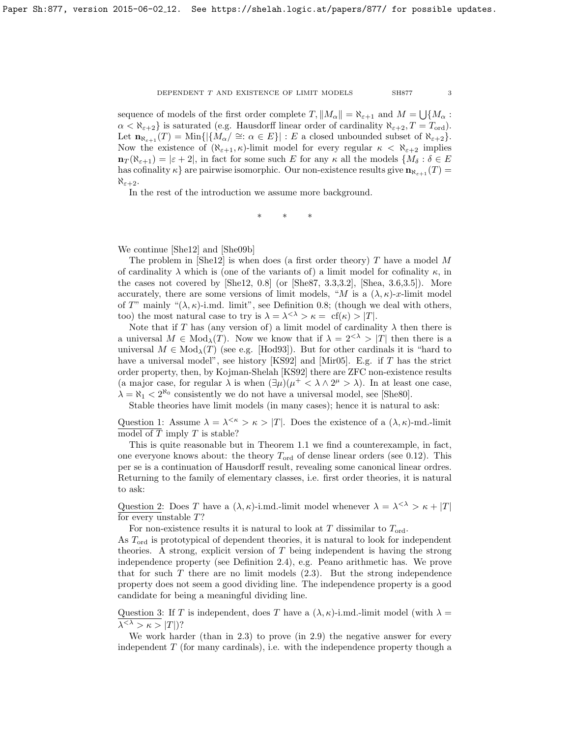sequence of models of the first order complete $T, \|M_\alpha\| = \aleph_{\varepsilon+1}$ and $M = \bigcup\{M_\alpha : \alpha < \aleph_{\varepsilon+2}\}$ is saturated (e.g. Hausdorff linear order of cardinality $\aleph_{\varepsilon+2}, T = T_{\rm ord}$). Let $\mathbf{n}_{\aleph_{\varepsilon+1}}(T) = {\rm Min}\{|\{M_\alpha/\cong: \alpha \in E\}| : E$ a closed unbounded subset of $\aleph_{\varepsilon+2}\}$. Now the existence of $(\aleph_{\varepsilon+1}, \kappa)$-limit model for every regular $\kappa < \aleph_{\varepsilon+2}$ implies $\mathbf{n}_T(\aleph_{\varepsilon+1}) = |\varepsilon + 2|$, in fact for some such $E$ for any $\kappa$ all the models $\{M_\delta : \delta \in E$ has cofinality $\kappa\}$ are pairwise isomorphic. Our non-existence results give $\mathbf{n}_{\aleph_{\varepsilon+1}}(T) = \aleph_{\varepsilon+2}$.

In the rest of the introduction we assume more background.

\* \* \*

We continue [She12] and [She09b]

The problem in [She12] is when does (a first order theory) $T$ have a model $M$ of cardinality $\lambda$ which is (one of the variants of) a limit model for cofinality $\kappa$, in the cases not covered by [She12, 0.8] (or [She87, 3.3,3.2], [Shea, 3.6,3.5]). More accurately, there are some versions of limit models, "$M$ is a $(\lambda, \kappa)$-$x$-limit model of $T$" mainly "$(\lambda, \kappa)$-i.md. limit", see Definition 0.8; (though we deal with others, too) the most natural case to try is $\lambda = \lambda^{<\lambda} > \kappa = {\rm cf}(\kappa) > |T|$.

Note that if $T$ has (any version of) a limit model of cardinality $\lambda$ then there is a universal $M \in {\rm Mod}_\lambda(T)$. Now we know that if $\lambda = 2^{<\lambda} > |T|$ then there is a universal $M \in {\rm Mod}_\lambda(T)$ (see e.g. [Hod93]). But for other cardinals it is "hard to have a universal model", see history [KS92] and [Mir05]. E.g. if $T$ has the strict order property, then, by Kojman-Shelah [KS92] there are ZFC non-existence results (a major case, for regular $\lambda$ is when $(\exists \mu)(\mu^+ < \lambda \wedge 2^\mu > \lambda)$. In at least one case, $\lambda = \aleph_1 < 2^{\aleph_0}$ consistently we do not have a universal model, see [She80].

Stable theories have limit models (in many cases); hence it is natural to ask:

<u>Question 1</u>: Assume $\lambda = \lambda^{<\kappa} > \kappa > |T|$. Does the existence of a $(\lambda, \kappa)$-md.-limit model of $T$ imply $T$ is stable?

This is quite reasonable but in Theorem 1.1 we find a counterexample, in fact, one everyone knows about: the theory $T_{\rm ord}$ of dense linear orders (see 0.12). This per se is a continuation of Hausdorff result, revealing some canonical linear ordres. Returning to the family of elementary classes, i.e. first order theories, it is natural to ask:

<u>Question 2</u>: Does $T$ have a $(\lambda, \kappa)$-i.md.-limit model whenever $\lambda = \lambda^{<\lambda} > \kappa + |T|$ for every unstable $T$?

For non-existence results it is natural to look at $T$ dissimilar to $T_{\rm ord}$. As $T_{\rm ord}$ is prototypical of dependent theories, it is natural to look for independent theories. A strong, explicit version of $T$ being independent is having the strong independence property (see Definition 2.4), e.g. Peano arithmetic has. We prove that for such $T$ there are no limit models (2.3). But the strong independence property does not seem a good dividing line. The independence property is a good candidate for being a meaningful dividing line.

<u>Question 3</u>: If $T$ is independent, does $T$ have a $(\lambda, \kappa)$-i.md.-limit model (with $\lambda = \lambda^{<\lambda} > \kappa > |T|$)?

We work harder (than in 2.3) to prove (in 2.9) the negative answer for every independent $T$ (for many cardinals), i.e. with the independence property though a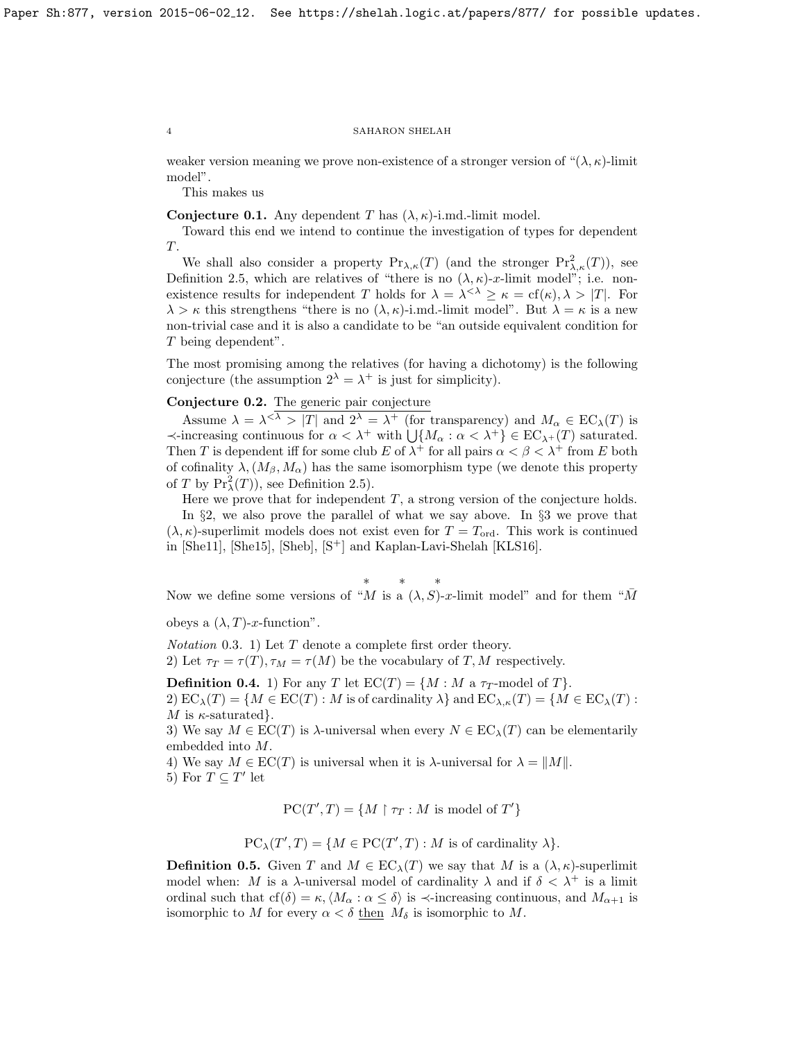weaker version meaning we prove non-existence of a stronger version of "$(\lambda,\kappa)$-limit model".

This makes us

**Conjecture 0.1.** Any dependent $T$ has $(\lambda,\kappa)$-i.md.-limit model.

Toward this end we intend to continue the investigation of types for dependent $T$.

We shall also consider a property $\mathrm{Pr}_{\lambda,\kappa}(T)$ (and the stronger $\mathrm{Pr}^2_{\lambda,\kappa}(T)$), see Definition 2.5, which are relatives of "there is no $(\lambda,\kappa)$-$x$-limit model"; i.e. non-existence results for independent $T$ holds for $\lambda = \lambda^{<\lambda} \ge \kappa = \mathrm{cf}(\kappa), \lambda > |T|$. For $\lambda > \kappa$ this strengthens "there is no $(\lambda,\kappa)$-i.md.-limit model". But $\lambda = \kappa$ is a new non-trivial case and it is also a candidate to be "an outside equivalent condition for $T$ being dependent".

The most promising among the relatives (for having a dichotomy) is the following conjecture (the assumption $2^\lambda = \lambda^+$ is just for simplicity).

**Conjecture 0.2.** The generic pair conjecture

Assume $\lambda = \lambda^{<\lambda} > |T|$ and $2^\lambda = \lambda^+$ (for transparency) and $M_\alpha \in \mathrm{EC}_\lambda(T)$ is $\prec$-increasing continuous for $\alpha < \lambda^+$ with $\bigcup\{M_\alpha : \alpha < \lambda^+\} \in \mathrm{EC}_{\lambda^+}(T)$ saturated. Then $T$ is dependent iff for some club $E$ of $\lambda^+$ for all pairs $\alpha < \beta < \lambda^+$ from $E$ both of cofinality $\lambda$, $(M_\beta, M_\alpha)$ has the same isomorphism type (we denote this property of $T$ by $\mathrm{Pr}^2_\lambda(T)$), see Definition 2.5).

Here we prove that for independent $T$, a strong version of the conjecture holds.

In §2, we also prove the parallel of what we say above. In §3 we prove that $(\lambda,\kappa)$-superlimit models does not exist even for $T = T_{\mathrm{ord}}$. This work is continued in [She11], [She15], [Sheb], [S$^+$] and Kaplan-Lavi-Shelah [KLS16].

\* \* \*

Now we define some versions of "$M$ is a $(\lambda, S)$-$x$-limit model" and for them "$\bar M$ obeys a $(\lambda, T)$-$x$-function".

*Notation* 0.3. 1) Let $T$ denote a complete first order theory.
2) Let $\tau_T = \tau(T), \tau_M = \tau(M)$ be the vocabulary of $T, M$ respectively.

**Definition 0.4.** 1) For any $T$ let $\mathrm{EC}(T) = \{M : M \text{ a } \tau_T\text{-model of } T\}$.
2) $\mathrm{EC}_\lambda(T) = \{M \in \mathrm{EC}(T) : M \text{ is of cardinality } \lambda\}$ and $\mathrm{EC}_{\lambda,\kappa}(T) = \{M \in \mathrm{EC}_\lambda(T) : M \text{ is } \kappa\text{-saturated}\}$.
3) We say $M \in \mathrm{EC}(T)$ is $\lambda$-universal when every $N \in \mathrm{EC}_\lambda(T)$ can be elementarily embedded into $M$.
4) We say $M \in \mathrm{EC}(T)$ is universal when it is $\lambda$-universal for $\lambda = \|M\|$.
5) For $T \subseteq T'$ let

$$\mathrm{PC}(T', T) = \{M \restriction \tau_T : M \text{ is model of } T'\}$$

$$\mathrm{PC}_\lambda(T', T) = \{M \in \mathrm{PC}(T', T) : M \text{ is of cardinality } \lambda\}.$$

**Definition 0.5.** Given $T$ and $M \in \mathrm{EC}_\lambda(T)$ we say that $M$ is a $(\lambda,\kappa)$-superlimit model when: $M$ is a $\lambda$-universal model of cardinality $\lambda$ and if $\delta < \lambda^+$ is a limit ordinal such that $\mathrm{cf}(\delta) = \kappa$, $\langle M_\alpha : \alpha \le \delta\rangle$ is $\prec$-increasing continuous, and $M_{\alpha+1}$ is isomorphic to $M$ for every $\alpha < \delta$ then $M_\delta$ is isomorphic to $M$.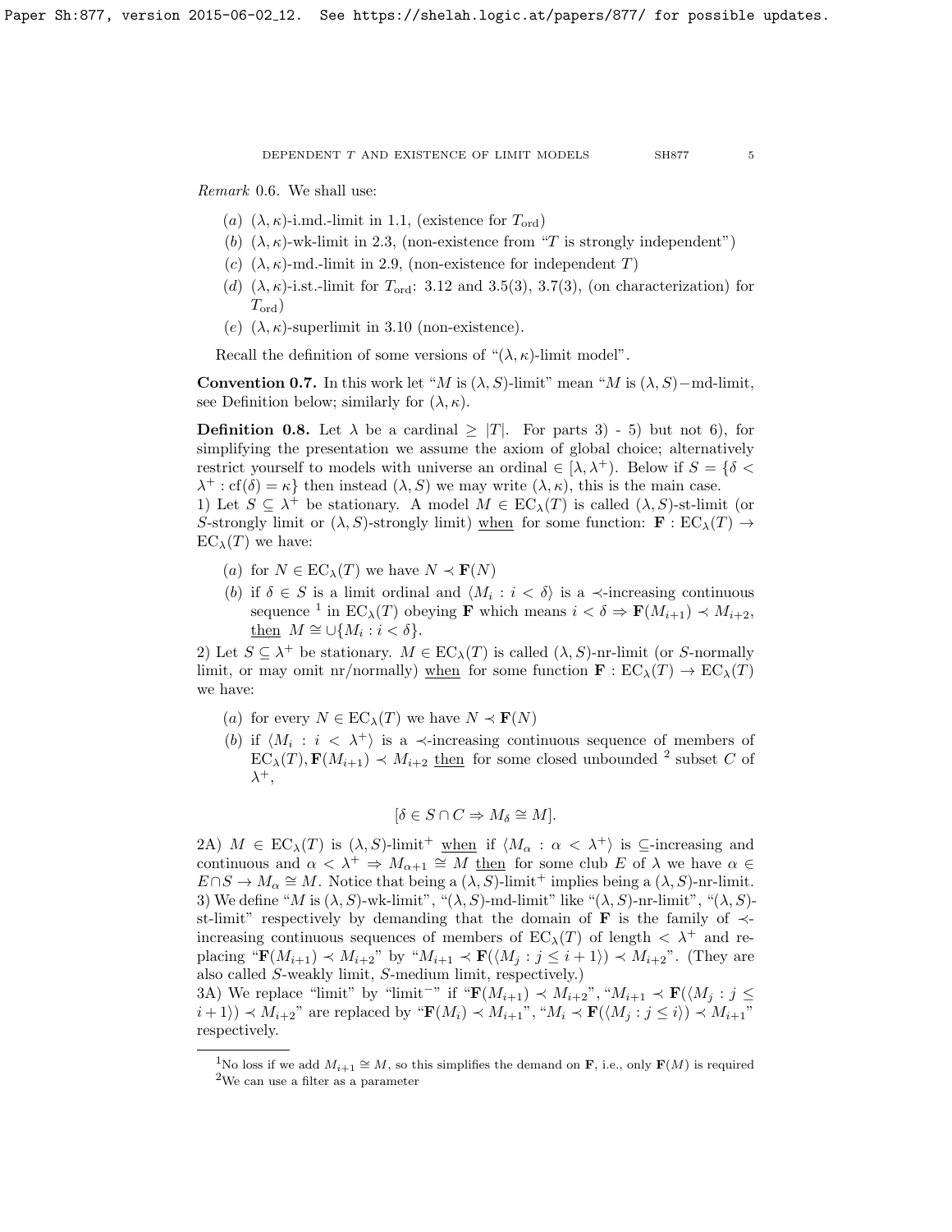*Remark* 0.6. We shall use:

- (a) $(\lambda, \kappa)$-i.md.-limit in 1.1, (existence for $T_{\rm ord}$)
- (b) $(\lambda, \kappa)$-wk-limit in 2.3, (non-existence from "$T$ is strongly independent")
- (c) $(\lambda, \kappa)$-md.-limit in 2.9, (non-existence for independent $T$)
- (d) $(\lambda, \kappa)$-i.st.-limit for $T_{\rm ord}$: 3.12 and 3.5(3), 3.7(3), (on characterization) for $T_{\rm ord}$)
- (e) $(\lambda, \kappa)$-superlimit in 3.10 (non-existence).

Recall the definition of some versions of "$(\lambda, \kappa)$-limit model".

**Convention 0.7.** In this work let "$M$ is $(\lambda, S)$-limit" mean "$M$ is $(\lambda, S)-$md-limit, see Definition below; similarly for $(\lambda, \kappa)$.

**Definition 0.8.** Let $\lambda$ be a cardinal $\geq |T|$. For parts 3) - 5) but not 6), for simplifying the presentation we assume the axiom of global choice; alternatively restrict yourself to models with universe an ordinal $\in [\lambda, \lambda^+)$. Below if $S = \{\delta < \lambda^+ : \text{cf}(\delta) = \kappa\}$ then instead $(\lambda, S)$ we may write $(\lambda, \kappa)$, this is the main case.
1) Let $S \subseteq \lambda^+$ be stationary. A model $M \in \text{EC}_\lambda(T)$ is called $(\lambda, S)$-st-limit (or $S$-strongly limit or $(\lambda, S)$-strongly limit) <u>when</u> for some function: $\mathbf{F} : \text{EC}_\lambda(T) \to \text{EC}_\lambda(T)$ we have:

- (a) for $N \in \text{EC}_\lambda(T)$ we have $N \prec \mathbf{F}(N)$
- (b) if $\delta \in S$ is a limit ordinal and $\langle M_i : i < \delta \rangle$ is a $\prec$-increasing continuous sequence [1] in $\text{EC}_\lambda(T)$ obeying $\mathbf{F}$ which means $i < \delta \Rightarrow \mathbf{F}(M_{i+1}) \prec M_{i+2}$, <u>then</u> $M \cong \cup\{M_i : i < \delta\}$.

2) Let $S \subseteq \lambda^+$ be stationary. $M \in \text{EC}_\lambda(T)$ is called $(\lambda, S)$-nr-limit (or $S$-normally limit, or may omit nr/normally) <u>when</u> for some function $\mathbf{F} : \text{EC}_\lambda(T) \to \text{EC}_\lambda(T)$ we have:

- (a) for every $N \in \text{EC}_\lambda(T)$ we have $N \prec \mathbf{F}(N)$
- (b) if $\langle M_i : i < \lambda^+ \rangle$ is a $\prec$-increasing continuous sequence of members of $\text{EC}_\lambda(T), \mathbf{F}(M_{i+1}) \prec M_{i+2}$ <u>then</u> for some closed unbounded [2] subset $C$ of $\lambda^+$,

$$[\delta \in S \cap C \Rightarrow M_\delta \cong M].$$

2A) $M \in \text{EC}_\lambda(T)$ is $(\lambda, S)$-limit$^+$ <u>when</u> if $\langle M_\alpha : \alpha < \lambda^+ \rangle$ is $\subseteq$-increasing and continuous and $\alpha < \lambda^+ \Rightarrow M_{\alpha+1} \cong M$ <u>then</u> for some club $E$ of $\lambda$ we have $\alpha \in E \cap S \to M_\alpha \cong M$. Notice that being a $(\lambda, S)$-limit$^+$ implies being a $(\lambda, S)$-nr-limit.
3) We define "$M$ is $(\lambda, S)$-wk-limit", "$(\lambda, S)$-md-limit" like "$(\lambda, S)$-nr-limit", "$(\lambda, S)$-st-limit" respectively by demanding that the domain of $\mathbf{F}$ is the family of $\prec$-increasing continuous sequences of members of $\text{EC}_\lambda(T)$ of length $< \lambda^+$ and replacing "$\mathbf{F}(M_{i+1}) \prec M_{i+2}$" by "$M_{i+1} \prec \mathbf{F}(\langle M_j : j \leq i+1 \rangle) \prec M_{i+2}$". (They are also called $S$-weakly limit, $S$-medium limit, respectively.)
3A) We replace "limit" by "limit$^-$" if "$\mathbf{F}(M_{i+1}) \prec M_{i+2}$", "$M_{i+1} \prec \mathbf{F}(\langle M_j : j \leq i+1 \rangle) \prec M_{i+2}$" are replaced by "$\mathbf{F}(M_i) \prec M_{i+1}$", "$M_i \prec \mathbf{F}(\langle M_j : j \leq i \rangle) \prec M_{i+1}$" respectively.

---

[1] No loss if we add $M_{i+1} \cong M$, so this simplifies the demand on $\mathbf{F}$, i.e., only $\mathbf{F}(M)$ is required

[2] We can use a filter as a parameter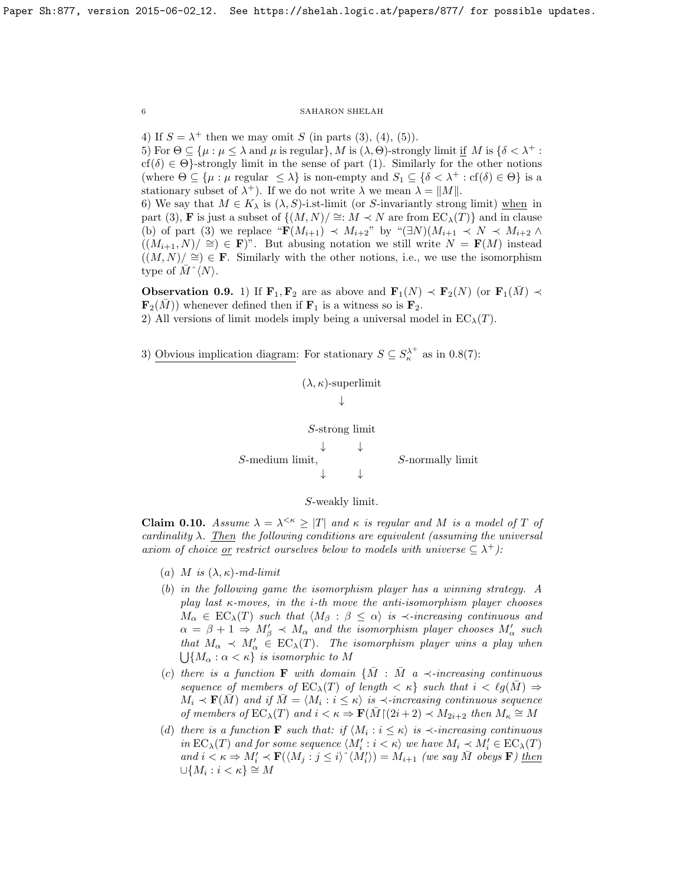4) If $S = \lambda^+$ then we may omit $S$ (in parts (3), (4), (5)).

5) For $\Theta \subseteq \{\mu : \mu \le \lambda \text{ and } \mu \text{ is regular}\}$, $M$ is $(\lambda, \Theta)$-strongly limit if $M$ is $\{\delta < \lambda^+ : \mathrm{cf}(\delta) \in \Theta\}$-strongly limit in the sense of part (1). Similarly for the other notions (where $\Theta \subseteq \{\mu : \mu \text{ regular } \le \lambda\}$ is non-empty and $S_1 \subseteq \{\delta < \lambda^+ : \mathrm{cf}(\delta) \in \Theta\}$ is a stationary subset of $\lambda^+$). If we do not write $\lambda$ we mean $\lambda = \|M\|$.

6) We say that $M \in K_\lambda$ is $(\lambda, S)$-i.st-limit (or $S$-invariantly strong limit) when in part (3), $\mathbf{F}$ is just a subset of $\{(M,N)/\cong : M \prec N \text{ are from } \mathrm{EC}_\lambda(T)\}$ and in clause (b) of part (3) we replace "$\mathbf{F}(M_{i+1}) \prec M_{i+2}$" by "$(\exists N)(M_{i+1} \prec N \prec M_{i+2} \wedge ((M_{i+1}, N)/\cong) \in \mathbf{F})$". But abusing notation we still write $N = \mathbf{F}(M)$ instead $((M,N)/\cong) \in \mathbf{F}$. Similarly with the other notions, i.e., we use the isomorphism type of $\bar{M}\hat{\ }\langle N \rangle$.

**Observation 0.9.** 1) If $\mathbf{F}_1, \mathbf{F}_2$ are as above and $\mathbf{F}_1(N) \prec \mathbf{F}_2(N)$ (or $\mathbf{F}_1(\bar{M}) \prec \mathbf{F}_2(\bar{M})$) whenever defined then if $\mathbf{F}_1$ is a witness so is $\mathbf{F}_2$.

2) All versions of limit models imply being a universal model in $\mathrm{EC}_\lambda(T)$.

3) Obvious implication diagram: For stationary $S \subseteq S^{\lambda^+}_\kappa$ as in 0.8(7):

$$
\begin{array}{ccc}
 & (\lambda,\kappa)\text{-superlimit} & \\
 & \downarrow & \\
 & S\text{-strong limit} & \\
 & \downarrow \quad \downarrow & \\
S\text{-medium limit,} & & S\text{-normally limit} \\
 & \downarrow \quad \downarrow & \\
 & S\text{-weakly limit.} &
\end{array}
$$

**Claim 0.10.** *Assume $\lambda = \lambda^{<\kappa} \ge |T|$ and $\kappa$ is regular and $M$ is a model of $T$ of cardinality $\lambda$. Then the following conditions are equivalent (assuming the universal axiom of choice or restrict ourselves below to models with universe $\subseteq \lambda^+$):*

- (a) *$M$ is $(\lambda, \kappa)$-md-limit*
- (b) *in the following game the isomorphism player has a winning strategy. A play last $\kappa$-moves, in the $i$-th move the anti-isomorphism player chooses $M_\alpha \in \mathrm{EC}_\lambda(T)$ such that $\langle M_\beta : \beta \le \alpha \rangle$ is $\prec$-increasing continuous and $\alpha = \beta + 1 \Rightarrow M'_\beta \prec M_\alpha$ and the isomorphism player chooses $M'_\alpha$ such that $M_\alpha \prec M'_\alpha \in \mathrm{EC}_\lambda(T)$. The isomorphism player wins a play when $\bigcup\{M_\alpha : \alpha < \kappa\}$ is isomorphic to $M$*
- (c) *there is a function $\mathbf{F}$ with domain $\{\bar{M} : \bar{M}$ a $\prec$-increasing continuous sequence of members of $\mathrm{EC}_\lambda(T)$ of length $< \kappa\}$ such that $i < \ell g(\bar{M}) \Rightarrow M_i \prec \mathbf{F}(\bar{M})$ and if $\bar{M} = \langle M_i : i \le \kappa \rangle$ is $\prec$-increasing continuous sequence of members of $\mathrm{EC}_\lambda(T)$ and $i < \kappa \Rightarrow \mathbf{F}(\bar{M}\restriction(2i+2) \prec M_{2i+2}$ then $M_\kappa \cong M$*
- (d) *there is a function $\mathbf{F}$ such that: if $\langle M_i : i \le \kappa \rangle$ is $\prec$-increasing continuous in $\mathrm{EC}_\lambda(T)$ and for some sequence $\langle M'_i : i < \kappa \rangle$ we have $M_i \prec M'_i \in \mathrm{EC}_\lambda(T)$ and $i < \kappa \Rightarrow M'_i \prec \mathbf{F}(\langle M_j : j \le i \rangle\hat{\ }\langle M'_i \rangle) = M_{i+1}$ (we say $\bar{M}$ obeys $\mathbf{F}$) then $\cup\{M_i : i < \kappa\} \cong M$*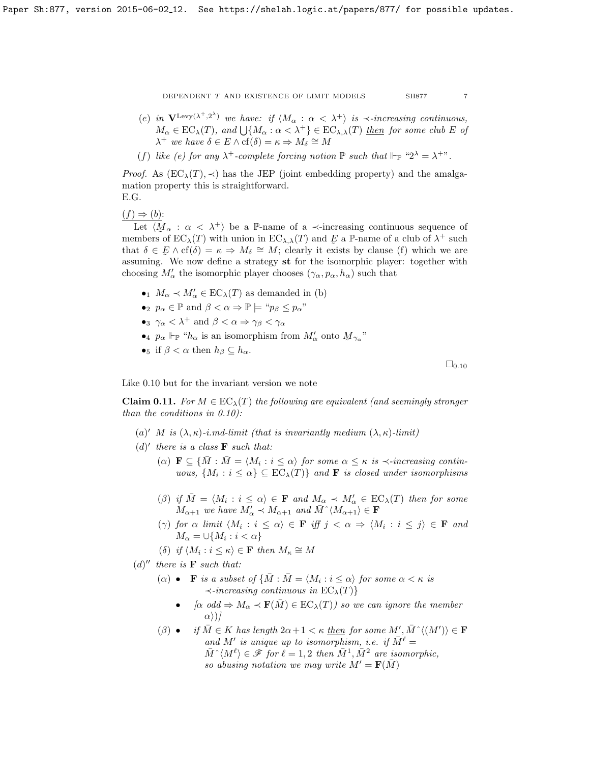(e) in $\mathbf{V}^{\mathrm{Levy}(\lambda^+,2^\lambda)}$ we have: if $\langle M_\alpha : \alpha < \lambda^+\rangle$ is $\prec$-increasing continuous, $M_\alpha \in \mathrm{EC}_\lambda(T)$, and $\bigcup\{M_\alpha : \alpha < \lambda^+\} \in \mathrm{EC}_{\lambda,\lambda}(T)$ then for some club $E$ of $\lambda^+$ we have $\delta \in E \wedge \mathrm{cf}(\delta) = \kappa \Rightarrow M_\delta \cong M$

(f) like (e) for any $\lambda^+$-complete forcing notion $\mathbb{P}$ such that $\Vdash_{\mathbb{P}}$ "$2^\lambda = \lambda^+$".

*Proof.* As $(\mathrm{EC}_\lambda(T), \prec)$ has the JEP (joint embedding property) and the amalgamation property this is straightforward.
E.G.

$(f) \Rightarrow (b)$:
Let $\langle \underset{\sim}{M}_\alpha : \alpha < \lambda^+\rangle$ be a $\mathbb{P}$-name of a $\prec$-increasing continuous sequence of members of $\mathrm{EC}_\lambda(T)$ with union in $\mathrm{EC}_{\lambda,\lambda}(T)$ and $\underset{\sim}{E}$ a $\mathbb{P}$-name of a club of $\lambda^+$ such that $\delta \in \underset{\sim}{E} \wedge \mathrm{cf}(\delta) = \kappa \Rightarrow M_\delta \cong M$; clearly it exists by clause (f) which we are assuming. We now define a strategy **st** for the isomorphic player: together with choosing $M'_\alpha$ the isomorphic player chooses $(\gamma_\alpha, p_\alpha, h_\alpha)$ such that

- $\bullet_1$ $M_\alpha \prec M'_\alpha \in \mathrm{EC}_\lambda(T)$ as demanded in (b)
- $\bullet_2$ $p_\alpha \in \mathbb{P}$ and $\beta < \alpha \Rightarrow \mathbb{P} \models$ "$p_\beta \le p_\alpha$"
- $\bullet_3$ $\gamma_\alpha < \lambda^+$ and $\beta < \alpha \Rightarrow \gamma_\beta < \gamma_\alpha$
- $\bullet_4$ $p_\alpha \Vdash_{\mathbb{P}}$ "$h_\alpha$ is an isomorphism from $M'_\alpha$ onto $\underset{\sim}{M}_{\gamma_\alpha}$"
- $\bullet_5$ if $\beta < \alpha$ then $h_\beta \subseteq h_\alpha$.

$\square_{0.10}$

Like 0.10 but for the invariant version we note

**Claim 0.11.** *For $M \in \mathrm{EC}_\lambda(T)$ the following are equivalent (and seemingly stronger than the conditions in 0.10):*

$(a)'$ *$M$ is $(\lambda,\kappa)$-i.md-limit (that is invariantly medium $(\lambda,\kappa)$-limit)*

$(d)'$ *there is a class $\mathbf{F}$ such that:*

- $(\alpha)$ *$\mathbf{F} \subseteq \{\bar{M} : \bar{M} = \langle M_i : i \le \alpha\rangle$ for some $\alpha \le \kappa$ is $\prec$-increasing continuous, $\{M_i : i \le \alpha\} \subseteq \mathrm{EC}_\lambda(T)\}$ and $\mathbf{F}$ is closed under isomorphisms*
- $(\beta)$ *if $\bar{M} = \langle M_i : i \le \alpha\rangle \in \mathbf{F}$ and $M_\alpha \prec M'_\alpha \in \mathrm{EC}_\lambda(T)$ then for some $M_{\alpha+1}$ we have $M'_\alpha \prec M_{\alpha+1}$ and $\bar{M}\hat{\ }\langle M_{\alpha+1}\rangle \in \mathbf{F}$*
- $(\gamma)$ *for $\alpha$ limit $\langle M_i : i \le \alpha\rangle \in \mathbf{F}$ iff $j < \alpha \Rightarrow \langle M_i : i \le j\rangle \in \mathbf{F}$ and $M_\alpha = \cup\{M_i : i < \alpha\}$*
- $(\delta)$ *if $\langle M_i : i \le \kappa\rangle \in \mathbf{F}$ then $M_\kappa \cong M$*

$(d)''$ *there is $\mathbf{F}$ such that:*

- $(\alpha)$ $\bullet$ *$\mathbf{F}$ is a subset of $\{\bar{M} : \bar{M} = \langle M_i : i \le \alpha\rangle$ for some $\alpha < \kappa$ is $\prec$-increasing continuous in $\mathrm{EC}_\lambda(T)\}$*
  - $\bullet$ *[$\alpha$ odd $\Rightarrow M_\alpha \prec \mathbf{F}(\bar{M}) \in \mathrm{EC}_\lambda(T)$) so we can ignore the member $\alpha$))]*
- $(\beta)$ $\bullet$ *if $\bar{M} \in K$ has length $2\alpha+1 < \kappa$ then for some $M', \bar{M}\hat{\ }\langle(M')\rangle \in \mathbf{F}$ and $M'$ is unique up to isomorphism, i.e. if $\bar{M}^\ell = \bar{M}\hat{\ }\langle M^\ell\rangle \in \mathscr{F}$ for $\ell = 1,2$ then $\bar{M}^1, \bar{M}^2$ are isomorphic, so abusing notation we may write $M' = \mathbf{F}(\bar{M})$*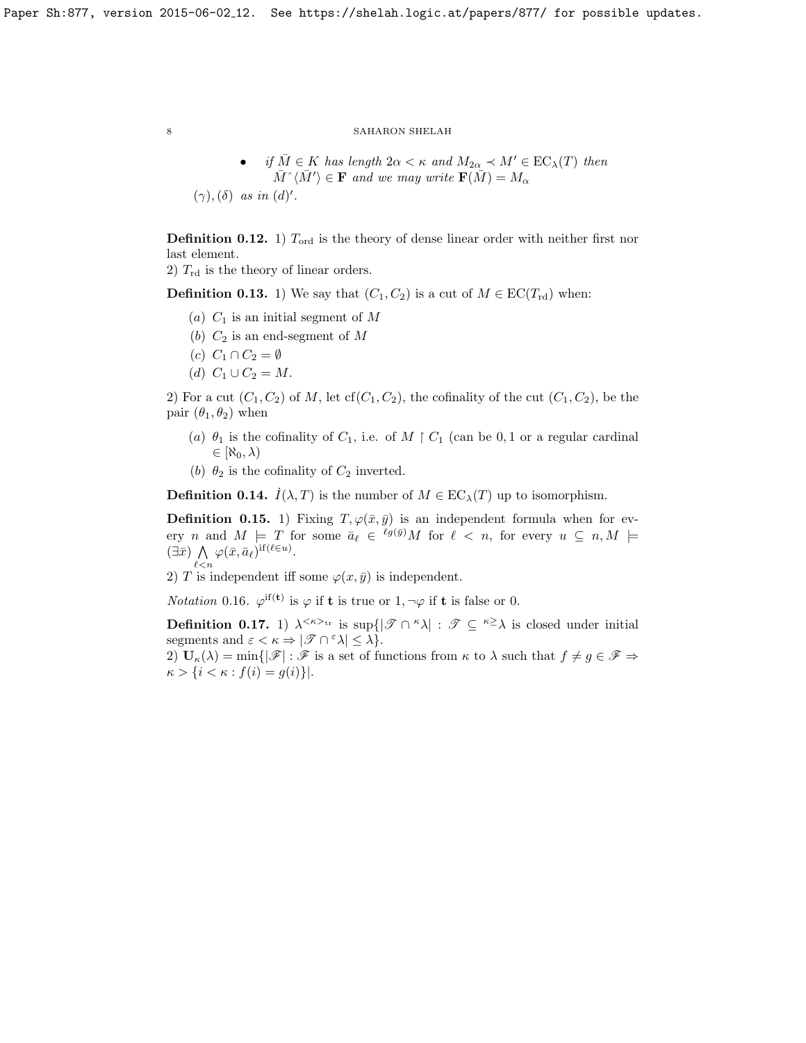- if $\bar{M} \in K$ has length $2\alpha < \kappa$ and $M_{2\alpha} \prec M' \in \mathrm{EC}_\lambda(T)$ then $\bar{M}\hat{\ }\langle \bar{M}' \rangle \in \mathbf{F}$ and we may write $\mathbf{F}(\bar{M}) = M_\alpha$

$(\gamma), (\delta)$ as in $(d)'$.

**Definition 0.12.** 1) $T_{\mathrm{ord}}$ is the theory of dense linear order with neither first nor last element.
2) $T_{\mathrm{rd}}$ is the theory of linear orders.

**Definition 0.13.** 1) We say that $(C_1, C_2)$ is a cut of $M \in \mathrm{EC}(T_{\mathrm{rd}})$ when:

- $(a)$ $C_1$ is an initial segment of $M$
- $(b)$ $C_2$ is an end-segment of $M$
- $(c)$ $C_1 \cap C_2 = \emptyset$
- $(d)$ $C_1 \cup C_2 = M$.

2) For a cut $(C_1, C_2)$ of $M$, let $\mathrm{cf}(C_1, C_2)$, the cofinality of the cut $(C_1, C_2)$, be the pair $(\theta_1, \theta_2)$ when

- $(a)$ $\theta_1$ is the cofinality of $C_1$, i.e. of $M \restriction C_1$ (can be $0, 1$ or a regular cardinal $\in [\aleph_0, \lambda)$
- $(b)$ $\theta_2$ is the cofinality of $C_2$ inverted.

**Definition 0.14.** $\dot{I}(\lambda, T)$ is the number of $M \in \mathrm{EC}_\lambda(T)$ up to isomorphism.

**Definition 0.15.** 1) Fixing $T, \varphi(\bar{x}, \bar{y})$ is an independent formula when for every $n$ and $M \models T$ for some $\bar{a}_\ell \in {}^{\ell g(\bar{y})}M$ for $\ell < n$, for every $u \subseteq n, M \models (\exists \bar{x}) \bigwedge\limits_{\ell < n} \varphi(\bar{x}, \bar{a}_\ell)^{\mathrm{if}(\ell \in u)}$.
2) $T$ is independent iff some $\varphi(x, \bar{y})$ is independent.

*Notation* 0.16. $\varphi^{\mathrm{if}(\mathbf{t})}$ is $\varphi$ if $\mathbf{t}$ is true or $1, \neg\varphi$ if $\mathbf{t}$ is false or 0.

**Definition 0.17.** 1) $\lambda^{<\kappa>_{\mathrm{tr}}}$ is $\sup\{|\mathscr{T} \cap {}^\kappa\lambda| : \mathscr{T} \subseteq {}^{\kappa\geq}\lambda$ is closed under initial segments and $\varepsilon < \kappa \Rightarrow |\mathscr{T} \cap {}^\varepsilon\lambda| \leq \lambda\}$.
2) $\mathbf{U}_\kappa(\lambda) = \min\{|\mathscr{F}| : \mathscr{F}$ is a set of functions from $\kappa$ to $\lambda$ such that $f \neq g \in \mathscr{F} \Rightarrow \kappa > \{i < \kappa : f(i) = g(i)\}|$.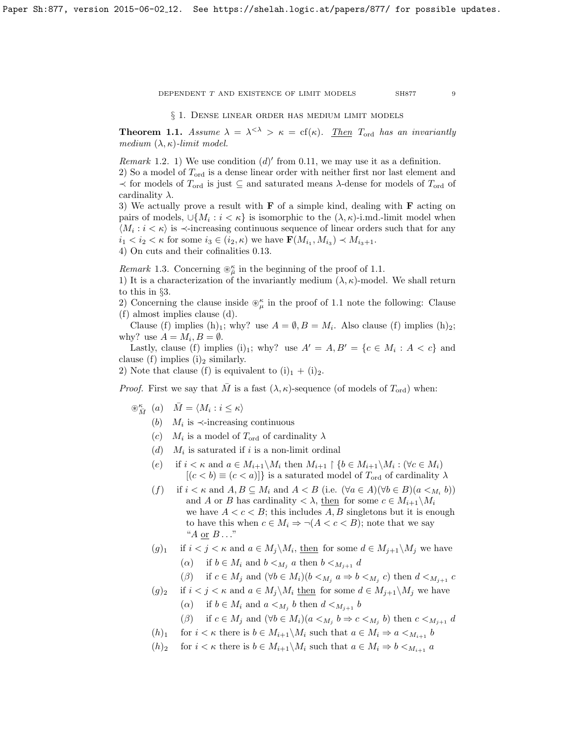## § 1. Dense linear order has medium limit models

**Theorem 1.1.** *Assume $\lambda = \lambda^{<\lambda} > \kappa = \mathrm{cf}(\kappa)$. Then $T_{\mathrm{ord}}$ has an invariantly medium $(\lambda, \kappa)$-limit model.*

*Remark* 1.2. 1) We use condition $(d)'$ from 0.11, we may use it as a definition.
2) So a model of $T_{\mathrm{ord}}$ is a dense linear order with neither first nor last element and $\prec$ for models of $T_{\mathrm{ord}}$ is just $\subseteq$ and saturated means $\lambda$-dense for models of $T_{\mathrm{ord}}$ of cardinality $\lambda$.
3) We actually prove a result with $\mathbf{F}$ of a simple kind, dealing with $\mathbf{F}$ acting on pairs of models, $\cup\{M_i : i < \kappa\}$ is isomorphic to the $(\lambda,\kappa)$-i.md.-limit model when $\langle M_i : i < \kappa\rangle$ is $\prec$-increasing continuous sequence of linear orders such that for any $i_1 < i_2 < \kappa$ for some $i_3 \in (i_2, \kappa)$ we have $\mathbf{F}(M_{i_1}, M_{i_3}) \prec M_{i_3+1}$.
4) On cuts and their cofinalities 0.13.

*Remark* 1.3. Concerning $\circledast^\kappa_\mu$ in the beginning of the proof of 1.1.
1) It is a characterization of the invariantly medium $(\lambda,\kappa)$-model. We shall return to this in §3.
2) Concerning the clause inside $\circledast^\kappa_\mu$ in the proof of 1.1 note the following: Clause (f) almost implies clause (d).

Clause (f) implies $(h)_1$; why? use $A = \emptyset, B = M_i$. Also clause (f) implies $(h)_2$; why? use $A = M_i, B = \emptyset$.

Lastly, clause (f) implies $(i)_1$; why? use $A' = A, B' = \{c \in M_i : A < c\}$ and clause (f) implies $(i)_2$ similarly.
2) Note that clause (f) is equivalent to $(i)_1 + (i)_2$.

*Proof.* First we say that $\bar M$ is a fast $(\lambda,\kappa)$-sequence (of models of $T_{\mathrm{ord}}$) when:

$\circledast^\kappa_{\bar M}$
- $(a)$ $\bar M = \langle M_i : i \le \kappa\rangle$
- $(b)$ $M_i$ is $\prec$-increasing continuous
- $(c)$ $M_i$ is a model of $T_{\mathrm{ord}}$ of cardinality $\lambda$
- $(d)$ $M_i$ is saturated if $i$ is a non-limit ordinal
- $(e)$ if $i < \kappa$ and $a \in M_{i+1}\backslash M_i$ then $M_{i+1} \restriction \{b \in M_{i+1}\backslash M_i : (\forall c \in M_i)[(c < b) \equiv (c < a)]\}$ is a saturated model of $T_{\mathrm{ord}}$ of cardinality $\lambda$
- $(f)$ if $i < \kappa$ and $A, B \subseteq M_i$ and $A < B$ (i.e. $(\forall a \in A)(\forall b \in B)(a <_{M_i} b)$) and $A$ or $B$ has cardinality $< \lambda$, then for some $c \in M_{i+1}\backslash M_i$ we have $A < c < B$; this includes $A, B$ singletons but it is enough to have this when $c \in M_i \Rightarrow \neg(A < c < B)$; note that we say "$A$ or $B \ldots$"
- $(g)_1$ if $i < j < \kappa$ and $a \in M_j\backslash M_i$, then for some $d \in M_{j+1}\backslash M_j$ we have
  - $(\alpha)$ if $b \in M_i$ and $b <_{M_j} a$ then $b <_{M_{j+1}} d$
  - $(\beta)$ if $c \in M_j$ and $(\forall b \in M_i)(b <_{M_j} a \Rightarrow b <_{M_j} c)$ then $d <_{M_{j+1}} c$
- $(g)_2$ if $i < j < \kappa$ and $a \in M_j\backslash M_i$ then for some $d \in M_{j+1}\backslash M_j$ we have
  - $(\alpha)$ if $b \in M_i$ and $a <_{M_j} b$ then $d <_{M_{j+1}} b$
  - $(\beta)$ if $c \in M_j$ and $(\forall b \in M_i)(a <_{M_j} b \Rightarrow c <_{M_j} b)$ then $c <_{M_{j+1}} d$
- $(h)_1$ for $i < \kappa$ there is $b \in M_{i+1}\backslash M_i$ such that $a \in M_i \Rightarrow a <_{M_{i+1}} b$
- $(h)_2$ for $i < \kappa$ there is $b \in M_{i+1}\backslash M_i$ such that $a \in M_i \Rightarrow b <_{M_{i+1}} a$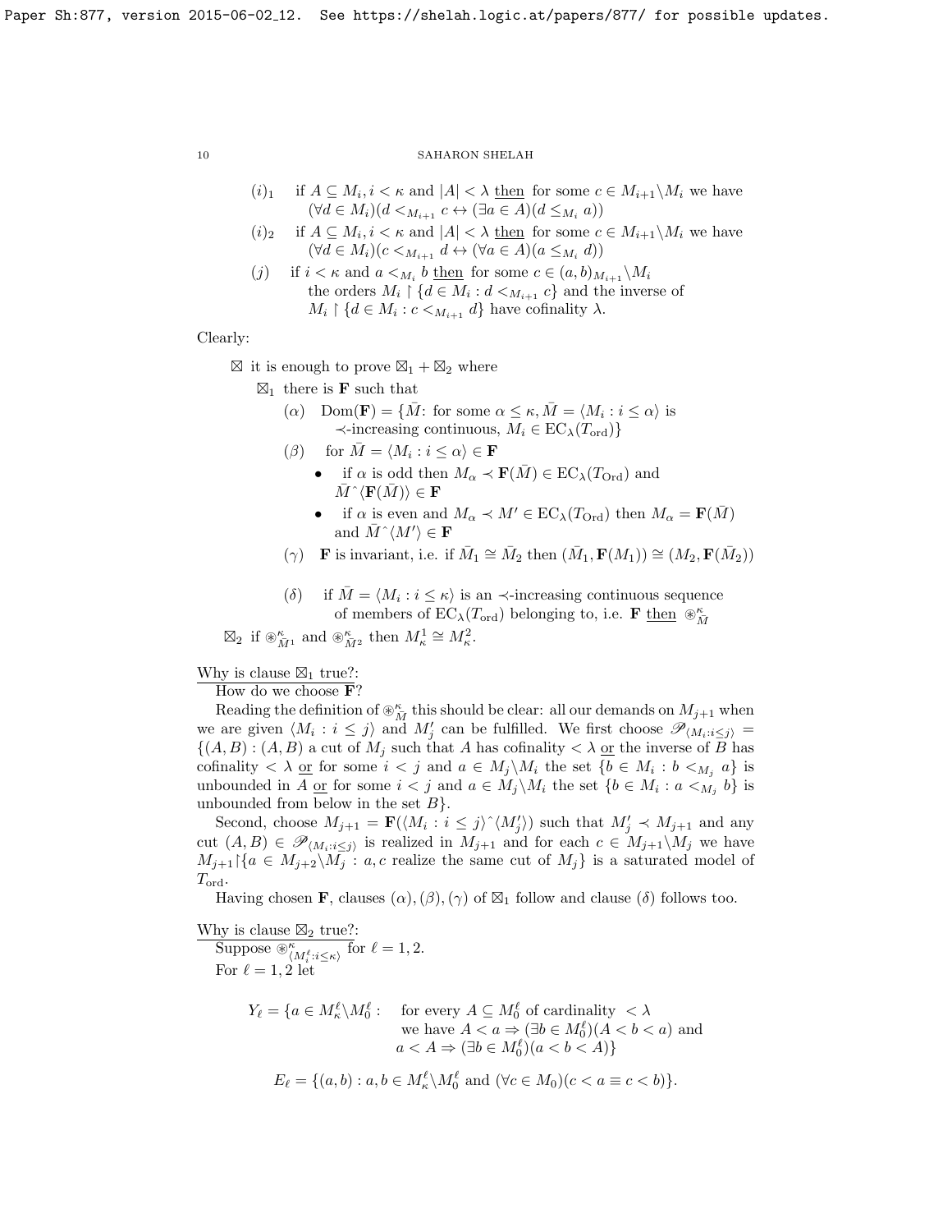$(i)_1$ if $A \subseteq M_i, i < \kappa$ and $|A| < \lambda$ then for some $c \in M_{i+1} \backslash M_i$ we have $(\forall d \in M_i)(d <_{M_{i+1}} c \leftrightarrow (\exists a \in A)(d \leq_{M_i} a))$

$(i)_2$ if $A \subseteq M_i, i < \kappa$ and $|A| < \lambda$ then for some $c \in M_{i+1} \backslash M_i$ we have $(\forall d \in M_i)(c <_{M_{i+1}} d \leftrightarrow (\forall a \in A)(a \leq_{M_i} d))$

$(j)$ if $i < \kappa$ and $a <_{M_i} b$ then for some $c \in (a,b)_{M_{i+1}} \backslash M_i$ the orders $M_i \restriction \{d \in M_i : d <_{M_{i+1}} c\}$ and the inverse of $M_i \restriction \{d \in M_i : c <_{M_{i+1}} d\}$ have cofinality $\lambda$.

Clearly:

$\boxtimes$ it is enough to prove $\boxtimes_1 + \boxtimes_2$ where

$\boxtimes_1$ there is $\mathbf{F}$ such that

$(\alpha)$ $\mathrm{Dom}(\mathbf{F}) = \{\bar{M}$: for some $\alpha \leq \kappa, \bar{M} = \langle M_i : i \leq \alpha\rangle$ is $\prec$-increasing continuous, $M_i \in \mathrm{EC}_\lambda(T_{\mathrm{ord}})\}$

$(\beta)$ for $\bar{M} = \langle M_i : i \leq \alpha\rangle \in \mathbf{F}$

- if $\alpha$ is odd then $M_\alpha \prec \mathbf{F}(\bar{M}) \in \mathrm{EC}_\lambda(T_{\mathrm{Ord}})$ and $\bar{M}\hat{\ }\langle \mathbf{F}(\bar{M})\rangle \in \mathbf{F}$
- if $\alpha$ is even and $M_\alpha \prec M' \in \mathrm{EC}_\lambda(T_{\mathrm{Ord}})$ then $M_\alpha = \mathbf{F}(\bar{M})$ and $\bar{M}\hat{\ }\langle M'\rangle \in \mathbf{F}$

$(\gamma)$ $\mathbf{F}$ is invariant, i.e. if $\bar{M}_1 \cong \bar{M}_2$ then $(\bar{M}_1, \mathbf{F}(M_1)) \cong (M_2, \mathbf{F}(\bar{M}_2))$

$(\delta)$ if $\bar{M} = \langle M_i : i \leq \kappa\rangle$ is an $\prec$-increasing continuous sequence of members of $\mathrm{EC}_\lambda(T_{\mathrm{ord}})$ belonging to, i.e. $\mathbf{F}$ then $\circledast^\kappa_{\bar{M}}$

$\boxtimes_2$ if $\circledast^\kappa_{\bar{M}^1}$ and $\circledast^\kappa_{\bar{M}^2}$ then $M^1_\kappa \cong M^2_\kappa$.

Why is clause $\boxtimes_1$ true?:

How do we choose $\mathbf{F}$?

Reading the definition of $\circledast^\kappa_{\bar{M}}$ this should be clear: all our demands on $M_{j+1}$ when we are given $\langle M_i : i \leq j\rangle$ and $M'_j$ can be fulfilled. We first choose $\mathscr{P}_{\langle M_i : i \leq j\rangle} = \{(A,B) : (A,B)$ a cut of $M_j$ such that $A$ has cofinality $< \lambda$ or the inverse of $B$ has cofinality $< \lambda$ or for some $i < j$ and $a \in M_j \backslash M_i$ the set $\{b \in M_i : b <_{M_j} a\}$ is unbounded in $A$ or for some $i < j$ and $a \in M_j \backslash M_i$ the set $\{b \in M_i : a <_{M_j} b\}$ is unbounded from below in the set $B\}$.

Second, choose $M_{j+1} = \mathbf{F}(\langle M_i : i \leq j\rangle\hat{\ }\langle M'_j\rangle)$ such that $M'_j \prec M_{j+1}$ and any cut $(A,B) \in \mathscr{P}_{\langle M_i : i \leq j\rangle}$ is realized in $M_{j+1}$ and for each $c \in M_{j+1} \backslash M_j$ we have $M_{j+1} \restriction \{a \in M_{j+2} \backslash M_j : a, c$ realize the same cut of $M_j\}$ is a saturated model of $T_{\mathrm{ord}}$.

Having chosen $\mathbf{F}$, clauses $(\alpha),(\beta),(\gamma)$ of $\boxtimes_1$ follow and clause $(\delta)$ follows too.

Why is clause $\boxtimes_2$ true?:

Suppose $\circledast^\kappa_{\langle M^\ell_i : i \leq \kappa\rangle}$ for $\ell = 1,2$.

For $\ell = 1,2$ let

$$Y_\ell = \{a \in M^\ell_\kappa \backslash M^\ell_0 : \text{ for every } A \subseteq M^\ell_0 \text{ of cardinality } < \lambda \text{ we have } A < a \Rightarrow (\exists b \in M^\ell_0)(A < b < a) \text{ and } a < A \Rightarrow (\exists b \in M^\ell_0)(a < b < A)\}$$

$$E_\ell = \{(a,b) : a, b \in M^\ell_\kappa \backslash M^\ell_0 \text{ and } (\forall c \in M_0)(c < a \equiv c < b)\}.$$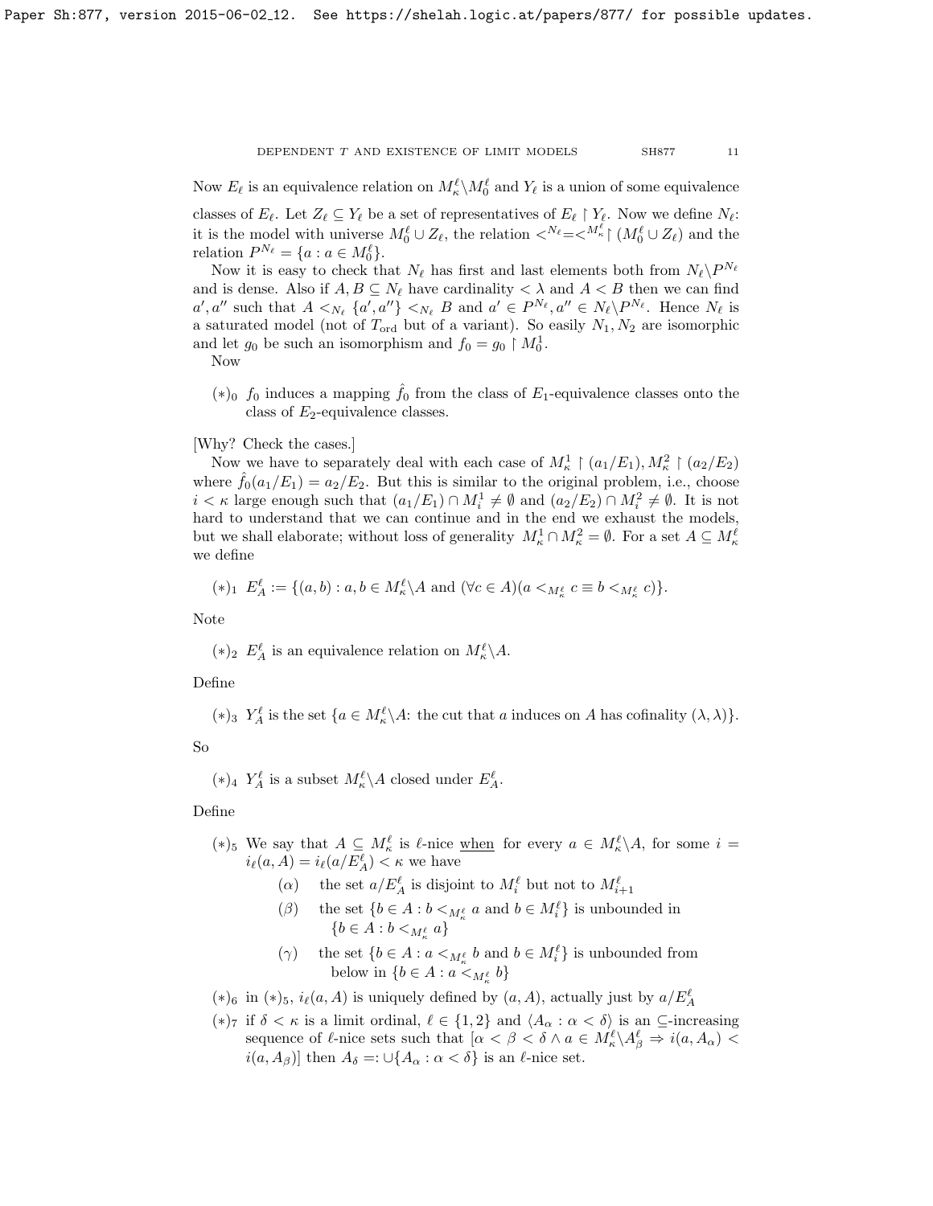Now $E_\ell$ is an equivalence relation on $M^\ell_\kappa \backslash M^\ell_0$ and $Y_\ell$ is a union of some equivalence classes of $E_\ell$. Let $Z_\ell \subseteq Y_\ell$ be a set of representatives of $E_\ell \restriction Y_\ell$. Now we define $N_\ell$: it is the model with universe $M^\ell_0 \cup Z_\ell$, the relation $<^{N_\ell} = <^{M^\ell_\kappa} \restriction (M^\ell_0 \cup Z_\ell)$ and the relation $P^{N_\ell} = \{a : a \in M^\ell_0\}$.

Now it is easy to check that $N_\ell$ has first and last elements both from $N_\ell \backslash P^{N_\ell}$ and is dense. Also if $A, B \subseteq N_\ell$ have cardinality $< \lambda$ and $A < B$ then we can find $a', a''$ such that $A <_{N_\ell} \{a', a''\} <_{N_\ell} B$ and $a' \in P^{N_\ell}, a'' \in N_\ell \backslash P^{N_\ell}$. Hence $N_\ell$ is a saturated model (not of $T_{\rm ord}$ but of a variant). So easily $N_1, N_2$ are isomorphic and let $g_0$ be such an isomorphism and $f_0 = g_0 \restriction M^1_0$.

Now

- $(*)_0$ $f_0$ induces a mapping $\hat{f}_0$ from the class of $E_1$-equivalence classes onto the class of $E_2$-equivalence classes.

[Why? Check the cases.]

Now we have to separately deal with each case of $M^1_\kappa \restriction (a_1/E_1), M^2_\kappa \restriction (a_2/E_2)$ where $\hat{f}_0(a_1/E_1) = a_2/E_2$. But this is similar to the original problem, i.e., choose $i < \kappa$ large enough such that $(a_1/E_1) \cap M^1_i \neq \emptyset$ and $(a_2/E_2) \cap M^2_i \neq \emptyset$. It is not hard to understand that we can continue and in the end we exhaust the models, but we shall elaborate; without loss of generality $M^1_\kappa \cap M^2_\kappa = \emptyset$. For a set $A \subseteq M^\ell_\kappa$ we define

- $(*)_1$ $E^\ell_A := \{(a,b) : a, b \in M^\ell_\kappa \backslash A$ and $(\forall c \in A)(a <_{M^\ell_\kappa} c \equiv b <_{M^\ell_\kappa} c)\}$.

Note

- $(*)_2$ $E^\ell_A$ is an equivalence relation on $M^\ell_\kappa \backslash A$.

Define

- $(*)_3$ $Y^\ell_A$ is the set $\{a \in M^\ell_\kappa \backslash A$: the cut that $a$ induces on $A$ has cofinality $(\lambda, \lambda)\}$.

So

- $(*)_4$ $Y^\ell_A$ is a subset $M^\ell_\kappa \backslash A$ closed under $E^\ell_A$.

Define

- $(*)_5$ We say that $A \subseteq M^\ell_\kappa$ is $\ell$-nice when for every $a \in M^\ell_\kappa \backslash A$, for some $i = i_\ell(a, A) = i_\ell(a/E^\ell_A) < \kappa$ we have
  - $(\alpha)$ the set $a/E^\ell_A$ is disjoint to $M^\ell_i$ but not to $M^\ell_{i+1}$
  - $(\beta)$ the set $\{b \in A : b <_{M^\ell_\kappa} a$ and $b \in M^\ell_i\}$ is unbounded in $\{b \in A : b <_{M^\ell_\kappa} a\}$
  - $(\gamma)$ the set $\{b \in A : a <_{M^\ell_\kappa} b$ and $b \in M^\ell_i\}$ is unbounded from below in $\{b \in A : a <_{M^\ell_\kappa} b\}$
- $(*)_6$ in $(*)_5$, $i_\ell(a, A)$ is uniquely defined by $(a, A)$, actually just by $a/E^\ell_A$
- $(*)_7$ if $\delta < \kappa$ is a limit ordinal, $\ell \in \{1, 2\}$ and $\langle A_\alpha : \alpha < \delta \rangle$ is an $\subseteq$-increasing sequence of $\ell$-nice sets such that $[\alpha < \beta < \delta \wedge a \in M^\ell_\kappa \backslash A^\ell_\beta \Rightarrow i(a, A_\alpha) < i(a, A_\beta)]$ then $A_\delta =: \cup\{A_\alpha : \alpha < \delta\}$ is an $\ell$-nice set.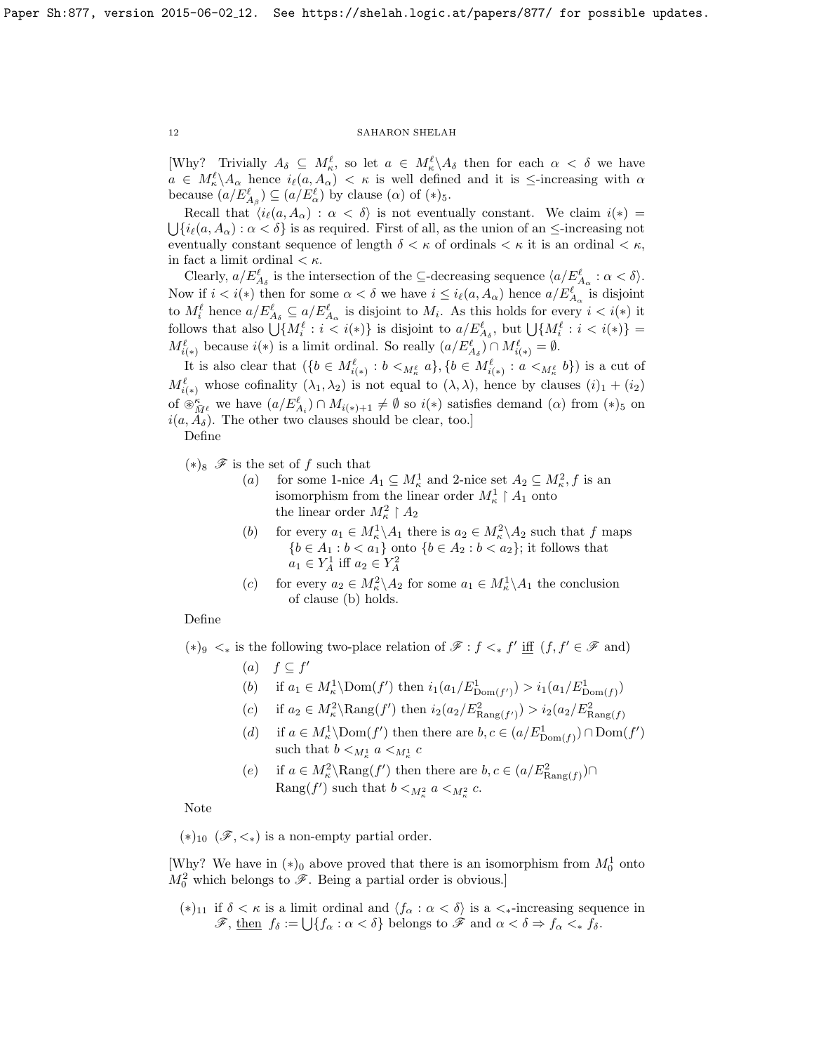[Why? Trivially $A_\delta \subseteq M^\ell_\kappa$, so let $a \in M^\ell_\kappa \backslash A_\delta$ then for each $\alpha < \delta$ we have $a \in M^\ell_\kappa \backslash A_\alpha$ hence $i_\ell(a, A_\alpha) < \kappa$ is well defined and it is $\le$-increasing with $\alpha$ because $(a/E^\ell_{A_\beta}) \subseteq (a/E^\ell_\alpha)$ by clause $(\alpha)$ of $(*)_5$.

Recall that $\langle i_\ell(a, A_\alpha) : \alpha < \delta \rangle$ is not eventually constant. We claim $i(*) = \bigcup\{i_\ell(a, A_\alpha) : \alpha < \delta\}$ is as required. First of all, as the union of an $\le$-increasing not eventually constant sequence of length $\delta < \kappa$ of ordinals $< \kappa$ it is an ordinal $< \kappa$, in fact a limit ordinal $< \kappa$.

Clearly, $a/E^\ell_{A_\delta}$ is the intersection of the $\subseteq$-decreasing sequence $\langle a/E^\ell_{A_\alpha} : \alpha < \delta \rangle$. Now if $i < i(*)$ then for some $\alpha < \delta$ we have $i \le i_\ell(a, A_\alpha)$ hence $a/E^\ell_{A_\alpha}$ is disjoint to $M^\ell_i$ hence $a/E^\ell_{A_\delta} \subseteq a/E^\ell_{A_\alpha}$ is disjoint to $M_i$. As this holds for every $i < i(*)$ it follows that also $\bigcup\{M^\ell_i : i < i(*)\}$ is disjoint to $a/E^\ell_{A_\delta}$, but $\bigcup\{M^\ell_i : i < i(*)\} = M^\ell_{i(*)}$ because $i(*)$ is a limit ordinal. So really $(a/E^\ell_{A_\delta}) \cap M^\ell_{i(*)} = \emptyset$.

It is also clear that $(\{b \in M^\ell_{i(*)} : b <_{M^\ell_\kappa} a\}, \{b \in M^\ell_{i(*)} : a <_{M^\ell_\kappa} b\})$ is a cut of $M^\ell_{i(*)}$ whose cofinality $(\lambda_1, \lambda_2)$ is not equal to $(\lambda, \lambda)$, hence by clauses $(i)_1 + (i_2)$ of $\circledast^\kappa_{\bar{M}^\ell}$ we have $(a/E^\ell_{A_i}) \cap M_{i(*)+1} \neq \emptyset$ so $i(*)$ satisfies demand $(\alpha)$ from $(*)_5$ on $i(a, A_\delta)$. The other two clauses should be clear, too.]

Define

$(*)_8$ $\mathscr{F}$ is the set of $f$ such that

- $(a)$ for some 1-nice $A_1 \subseteq M^1_\kappa$ and 2-nice set $A_2 \subseteq M^2_\kappa$, $f$ is an isomorphism from the linear order $M^1_\kappa \restriction A_1$ onto the linear order $M^2_\kappa \restriction A_2$
- $(b)$ for every $a_1 \in M^1_\kappa \backslash A_1$ there is $a_2 \in M^2_\kappa \backslash A_2$ such that $f$ maps $\{b \in A_1 : b < a_1\}$ onto $\{b \in A_2 : b < a_2\}$; it follows that $a_1 \in Y^1_A$ iff $a_2 \in Y^2_A$
- $(c)$ for every $a_2 \in M^2_\kappa \backslash A_2$ for some $a_1 \in M^1_\kappa \backslash A_1$ the conclusion of clause (b) holds.

Define

$(*)_9$ $<_*$ is the following two-place relation of $\mathscr{F}$ : $f <_* f'$ iff ($f, f' \in \mathscr{F}$ and)

- $(a)$ $f \subseteq f'$
- $(b)$ if $a_1 \in M^1_\kappa \backslash \mathrm{Dom}(f')$ then $i_1(a_1/E^1_{\mathrm{Dom}(f')}) > i_1(a_1/E^1_{\mathrm{Dom}(f)})$
- $(c)$ if $a_2 \in M^2_\kappa \backslash \mathrm{Rang}(f')$ then $i_2(a_2/E^2_{\mathrm{Rang}(f')}) > i_2(a_2/E^2_{\mathrm{Rang}(f)})$
- $(d)$ if $a \in M^1_\kappa \backslash \mathrm{Dom}(f')$ then there are $b, c \in (a/E^1_{\mathrm{Dom}(f)}) \cap \mathrm{Dom}(f')$ such that $b <_{M^1_\kappa} a <_{M^1_\kappa} c$
- $(e)$ if $a \in M^2_\kappa \backslash \mathrm{Rang}(f')$ then there are $b, c \in (a/E^2_{\mathrm{Rang}(f)}) \cap \mathrm{Rang}(f')$ such that $b <_{M^2_\kappa} a <_{M^2_\kappa} c$.

Note

$(*)_{10}$ $(\mathscr{F}, <_*)$ is a non-empty partial order.

[Why? We have in $(*)_0$ above proved that there is an isomorphism from $M^1_0$ onto $M^2_0$ which belongs to $\mathscr{F}$. Being a partial order is obvious.]

$(*)_{11}$ if $\delta < \kappa$ is a limit ordinal and $\langle f_\alpha : \alpha < \delta \rangle$ is a $<_*$-increasing sequence in $\mathscr{F}$, then $f_\delta := \bigcup\{f_\alpha : \alpha < \delta\}$ belongs to $\mathscr{F}$ and $\alpha < \delta \Rightarrow f_\alpha <_* f_\delta$.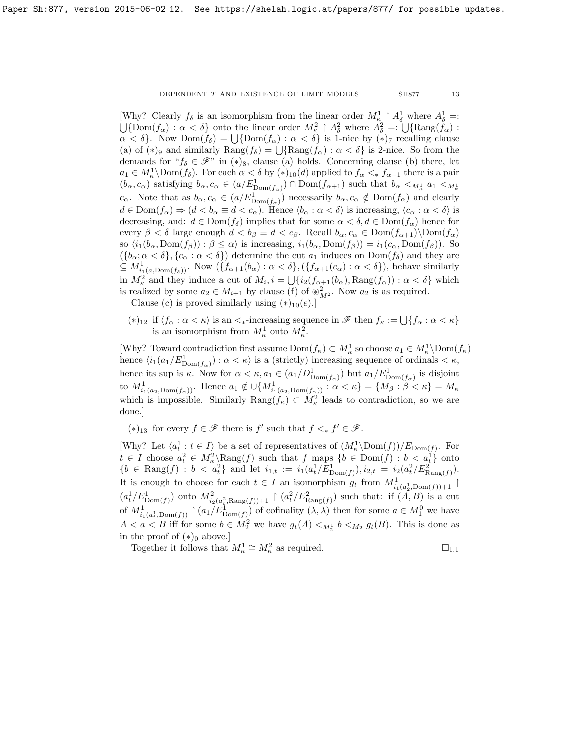[Why? Clearly $f_\delta$ is an isomorphism from the linear order $M^1_\kappa \restriction A^1_\delta$ where $A^1_\delta =: \bigcup\{\mathrm{Dom}(f_\alpha) : \alpha < \delta\}$ onto the linear order $M^2_\kappa \restriction A^2_\delta$ where $A^2_\delta =: \bigcup\{\mathrm{Rang}(f_\alpha) : \alpha < \delta\}$. Now $\mathrm{Dom}(f_\delta) = \bigcup\{\mathrm{Dom}(f_\alpha) : \alpha < \delta\}$ is 1-nice by $(*)_7$ recalling clause (a) of $(*)_9$ and similarly $\mathrm{Rang}(f_\delta) = \bigcup\{\mathrm{Rang}(f_\alpha) : \alpha < \delta\}$ is 2-nice. So from the demands for "$f_\delta \in \mathscr{F}$" in $(*)_8$, clause (a) holds. Concerning clause (b) there, let $a_1 \in M^1_\kappa \backslash \mathrm{Dom}(f_\delta)$. For each $\alpha < \delta$ by $(*)_{10}(d)$ applied to $f_\alpha <_* f_{\alpha+1}$ there is a pair $(b_\alpha, c_\alpha)$ satisfying $b_\alpha, c_\alpha \in (a/E^1_{\mathrm{Dom}(f_\alpha)}) \cap \mathrm{Dom}(f_{\alpha+1})$ such that $b_\alpha <_{M^1_\kappa} a_1 <_{M^1_\kappa} c_\alpha$. Note that as $b_\alpha, c_\alpha \in (a/E^1_{\mathrm{Dom}(f_\alpha)})$ necessarily $b_\alpha, c_\alpha \notin \mathrm{Dom}(f_\alpha)$ and clearly $d \in \mathrm{Dom}(f_\alpha) \Rightarrow (d < b_\alpha \equiv d < c_\alpha)$. Hence $\langle b_\alpha : \alpha < \delta\rangle$ is increasing, $\langle c_\alpha : \alpha < \delta\rangle$ is decreasing, and: $d \in \mathrm{Dom}(f_\delta)$ implies that for some $\alpha < \delta, d \in \mathrm{Dom}(f_\alpha)$ hence for every $\beta < \delta$ large enough $d < b_\beta \equiv d < c_\beta$. Recall $b_\alpha, c_\alpha \in \mathrm{Dom}(f_{\alpha+1}) \backslash \mathrm{Dom}(f_\alpha)$ so $\langle i_1(b_\alpha, \mathrm{Dom}(f_\beta)) : \beta \leq \alpha\rangle$ is increasing, $i_1(b_\alpha, \mathrm{Dom}(f_\beta)) = i_1(c_\alpha, \mathrm{Dom}(f_\beta))$. So $(\{b_\alpha; \alpha < \delta\}, \{c_\alpha : \alpha < \delta\})$ determine the cut $a_1$ induces on $\mathrm{Dom}(f_\delta)$ and they are $\subseteq M^1_{i_1(a,\mathrm{Dom}(f_\delta))}$. Now $(\{f_{\alpha+1}(b_\alpha) : \alpha < \delta\}, (\{f_{\alpha+1}(c_\alpha) : \alpha < \delta\})$, behave similarly in $M^2_\kappa$ and they induce a cut of $M_i, i = \bigcup\{i_2(f_{\alpha+1}(b_\alpha), \mathrm{Rang}(f_\alpha)) : \alpha < \delta\}$ which is realized by some $a_2 \in M_{i+1}$ by clause (f) of $\circledast^2_{\bar{M}^2}$. Now $a_2$ is as required.

Clause (c) is proved similarly using $(*)_{10}(e)$.]

$(*)_{12}$ if $\langle f_\alpha : \alpha < \kappa\rangle$ is an $<_*$-increasing sequence in $\mathscr{F}$ then $f_\kappa := \bigcup\{f_\alpha : \alpha < \kappa\}$ is an isomorphism from $M^1_\kappa$ onto $M^2_\kappa$.

[Why? Toward contradiction first assume $\mathrm{Dom}(f_\kappa) \subset M^1_\kappa$ so choose $a_1 \in M^1_\kappa \backslash \mathrm{Dom}(f_\kappa)$ hence $\langle i_1(a_1/E^1_{\mathrm{Dom}(f_\alpha)}) : \alpha < \kappa\rangle$ is a (strictly) increasing sequence of ordinals $< \kappa$, hence its sup is $\kappa$. Now for $\alpha < \kappa, a_1 \in (a_1/D^1_{\mathrm{Dom}(f_\alpha)})$ but $a_1/E^1_{\mathrm{Dom}(f_\alpha)}$ is disjoint to $M^1_{i_1(a_2,\mathrm{Dom}(f_\alpha))}$. Hence $a_1 \notin \cup\{M^1_{i_1(a_2,\mathrm{Dom}(f_\alpha))} : \alpha < \kappa\} = \{M_\beta : \beta < \kappa\} = M_\kappa$ which is impossible. Similarly $\mathrm{Rang}(f_\kappa) \subset M^2_\kappa$ leads to contradiction, so we are done.]

$(*)_{13}$ for every $f \in \mathscr{F}$ there is $f'$ such that $f <_* f' \in \mathscr{F}$.

[Why? Let $\langle a^1_t : t \in I\rangle$ be a set of representatives of $(M^1_\kappa \backslash \mathrm{Dom}(f))/E_{\mathrm{Dom}(f)}$. For $t \in I$ choose $a^2_t \in M^2_\kappa \backslash \mathrm{Rang}(f)$ such that $f$ maps $\{b \in \mathrm{Dom}(f) : b < a^1_t\}$ onto $\{b \in \mathrm{Rang}(f) : b < a^2_t\}$ and let $i_{1,t} := i_1(a^1_t/E^1_{\mathrm{Dom}(f)}), i_{2,t} = i_2(a^2_t/E^2_{\mathrm{Rang}(f)})$. It is enough to choose for each $t \in I$ an isomorphism $g_t$ from $M^1_{i_1(a^1_2,\mathrm{Dom}(f))+1} \restriction (a^1_t/E^1_{\mathrm{Dom}(f)})$ onto $M^2_{i_2(a^2_t,\mathrm{Rang}(f))+1} \restriction (a^2_t/E^2_{\mathrm{Rang}(f)})$ such that: if $(A, B)$ is a cut of $M^1_{i_1(a^1_t,\mathrm{Dom}(f))} \restriction (a_1/E^1_{\mathrm{Dom}(f)})$ of cofinality $(\lambda, \lambda)$ then for some $a \in M^0_1$ we have $A < a < B$ iff for some $b \in M^2_2$ we have $g_t(A) <_{M^1_2} b <_{M_2} g_t(B)$. This is done as in the proof of $(*)_0$ above.]

Together it follows that $M^1_\kappa \cong M^2_\kappa$ as required. $\square_{1.1}$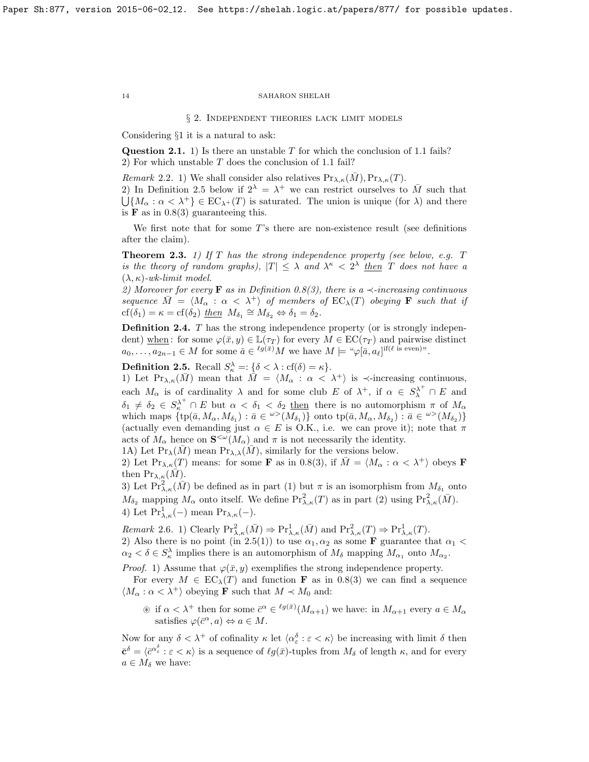## § 2. Independent theories lack limit models

Considering §1 it is a natural to ask:

**Question 2.1.** 1) Is there an unstable $T$ for which the conclusion of 1.1 fails?
2) For which unstable $T$ does the conclusion of 1.1 fail?

*Remark* 2.2. 1) We shall consider also relatives $\mathrm{Pr}_{\lambda,\kappa}(\bar{M}), \mathrm{Pr}_{\lambda,\kappa}(T)$.
2) In Definition 2.5 below if $2^\lambda = \lambda^+$ we can restrict ourselves to $\bar{M}$ such that $\bigcup\{M_\alpha : \alpha < \lambda^+\} \in \mathrm{EC}_{\lambda^+}(T)$ is saturated. The union is unique (for $\lambda$) and there is $\mathbf{F}$ as in 0.8(3) guaranteeing this.

We first note that for some $T$'s there are non-existence result (see definitions after the claim).

**Theorem 2.3.** *1) If $T$ has the strong independence property (see below, e.g. $T$ is the theory of random graphs), $|T| \le \lambda$ and $\lambda^\kappa < 2^\lambda$ then $T$ does not have a $(\lambda,\kappa)$-wk-limit model.*
*2) Moreover for every $\mathbf{F}$ as in Definition 0.8(3), there is a $\prec$-increasing continuous sequence $\bar{M} = \langle M_\alpha : \alpha < \lambda^+\rangle$ of members of $\mathrm{EC}_\lambda(T)$ obeying $\mathbf{F}$ such that if $\mathrm{cf}(\delta_1) = \kappa = \mathrm{cf}(\delta_2)$ then $M_{\delta_1} \cong M_{\delta_2} \Leftrightarrow \delta_1 = \delta_2$.*

**Definition 2.4.** $T$ has the strong independence property (or is strongly independent) when: for some $\varphi(\bar{x}, y) \in \mathbb{L}(\tau_T)$ for every $M \in \mathrm{EC}(\tau_T)$ and pairwise distinct $a_0, \ldots, a_{2n-1} \in M$ for some $\bar{a} \in {}^{\ell g(\bar{x})}M$ we have $M \models$ "$\varphi[\bar{a}, a_\ell]^{\mathrm{if}(\ell \text{ is even})}$".

**Definition 2.5.** Recall $S^\lambda_\kappa =: \{\delta < \lambda : \mathrm{cf}(\delta) = \kappa\}$.
1) Let $\mathrm{Pr}_{\lambda,\kappa}(\bar{M})$ mean that $\bar{M} = \langle M_\alpha : \alpha < \lambda^+\rangle$ is $\prec$-increasing continuous, each $M_\alpha$ is of cardinality $\lambda$ and for some club $E$ of $\lambda^+$, if $\alpha \in S^{\lambda^+}_\lambda \cap E$ and $\delta_1 \ne \delta_2 \in S^{\lambda^+}_\kappa \cap E$ but $\alpha < \delta_1 < \delta_2$ then there is no automorphism $\pi$ of $M_\alpha$ which maps $\{\mathrm{tp}(\bar{a}, M_\alpha, M_{\delta_1}) : \bar{a} \in {}^{\omega>}(M_{\delta_1})\}$ onto $\mathrm{tp}(\bar{a}, M_\alpha, M_{\delta_2}) : \bar{a} \in {}^{\omega>}(M_{\delta_2})\}$ (actually even demanding just $\alpha \in E$ is O.K., i.e. we can prove it); note that $\pi$ acts of $M_\alpha$ hence on $\mathbf{S}^{<\omega}(M_\alpha)$ and $\pi$ is not necessarily the identity.
1A) Let $\mathrm{Pr}_\lambda(\bar{M})$ mean $\mathrm{Pr}_{\lambda,\lambda}(\bar{M})$, similarly for the versions below.
2) Let $\mathrm{Pr}_{\lambda,\kappa}(T)$ means: for some $\mathbf{F}$ as in 0.8(3), if $\bar{M} = \langle M_\alpha : \alpha < \lambda^+\rangle$ obeys $\mathbf{F}$ then $\mathrm{Pr}_{\lambda,\kappa}(\bar{M})$.
3) Let $\mathrm{Pr}^2_{\lambda,\kappa}(\bar{M})$ be defined as in part (1) but $\pi$ is an isomorphism from $M_{\delta_1}$ onto $M_{\delta_2}$ mapping $M_\alpha$ onto itself. We define $\mathrm{Pr}^2_{\lambda,\kappa}(T)$ as in part (2) using $\mathrm{Pr}^2_{\lambda,\kappa}(\bar{M})$.
4) Let $\mathrm{Pr}^1_{\lambda,\kappa}(-)$ mean $\mathrm{Pr}_{\lambda,\kappa}(-)$.

*Remark* 2.6. 1) Clearly $\mathrm{Pr}^2_{\lambda,\kappa}(\bar{M}) \Rightarrow \mathrm{Pr}^1_{\lambda,\kappa}(\bar{M})$ and $\mathrm{Pr}^2_{\lambda,\kappa}(T) \Rightarrow \mathrm{Pr}^1_{\lambda,\kappa}(T)$.
2) Also there is no point (in 2.5(1)) to use $\alpha_1, \alpha_2$ as some $\mathbf{F}$ guarantee that $\alpha_1 < \alpha_2 < \delta \in S^\lambda_\kappa$ implies there is an automorphism of $M_\delta$ mapping $M_{\alpha_1}$ onto $M_{\alpha_2}$.

*Proof.* 1) Assume that $\varphi(\bar{x}, y)$ exemplifies the strong independence property.

For every $M \in \mathrm{EC}_\lambda(T)$ and function $\mathbf{F}$ as in 0.8(3) we can find a sequence $\langle M_\alpha : \alpha < \lambda^+\rangle$ obeying $\mathbf{F}$ such that $M \prec M_0$ and:

> $\circledast$ if $\alpha < \lambda^+$ then for some $\bar{c}^\alpha \in {}^{\ell g(\bar{x})}(M_{\alpha+1})$ we have: in $M_{\alpha+1}$ every $a \in M_\alpha$ satisfies $\varphi(\bar{c}^\alpha, a) \Leftrightarrow a \in M$.

Now for any $\delta < \lambda^+$ of cofinality $\kappa$ let $\langle \alpha^\delta_\varepsilon : \varepsilon < \kappa\rangle$ be increasing with limit $\delta$ then $\bar{\mathbf{c}}^\delta = \langle \bar{c}^{\alpha^\delta_\varepsilon} : \varepsilon < \kappa\rangle$ is a sequence of $\ell g(\bar{x})$-tuples from $M_\delta$ of length $\kappa$, and for every $a \in M_\delta$ we have: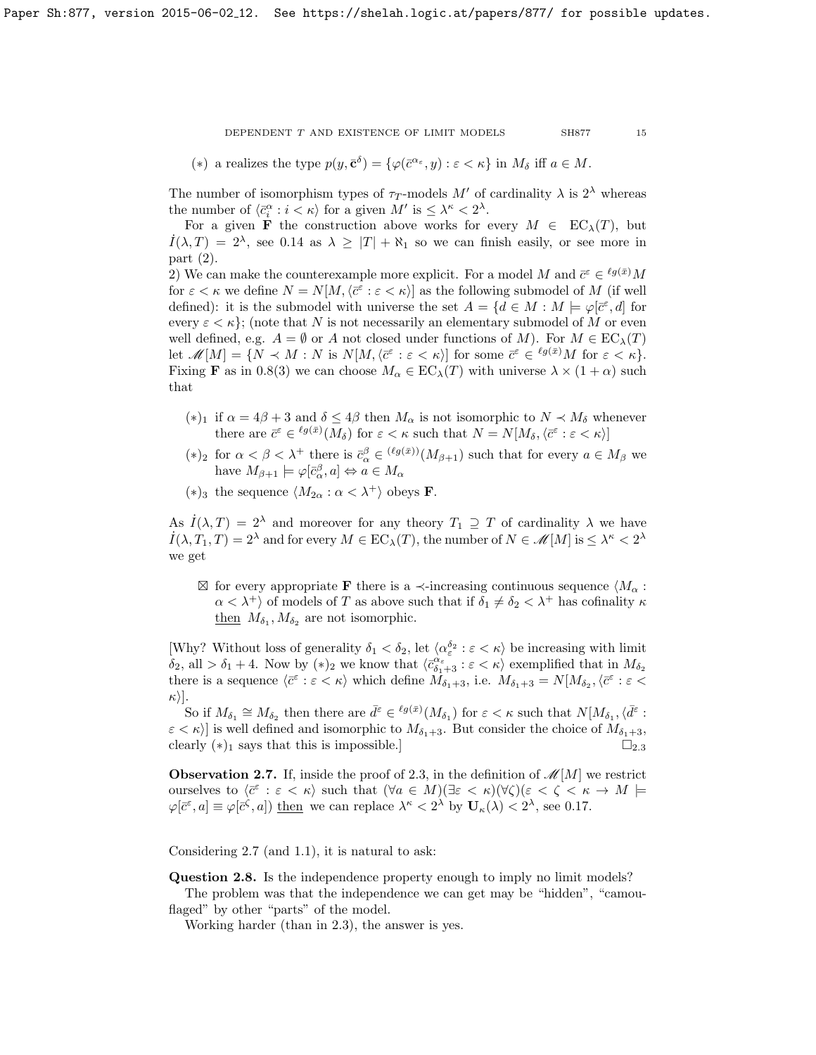(∗) a realizes the type $p(y, \bar{\mathbf{c}}^\delta) = \{\varphi(\bar{c}^{\alpha_\varepsilon}, y) : \varepsilon < \kappa\}$ in $M_\delta$ iff $a \in M$.

The number of isomorphism types of $\tau_T$-models $M'$ of cardinality $\lambda$ is $2^\lambda$ whereas the number of $\langle \bar{c}^\alpha_i : i < \kappa\rangle$ for a given $M'$ is $\le \lambda^\kappa < 2^\lambda$.

For a given $\mathbf{F}$ the construction above works for every $M \in \mathrm{EC}_\lambda(T)$, but $\dot{I}(\lambda, T) = 2^\lambda$, see 0.14 as $\lambda \ge |T| + \aleph_1$ so we can finish easily, or see more in part (2).

2) We can make the counterexample more explicit. For a model $M$ and $\bar{c}^\varepsilon \in {}^{\ell g(\bar{x})}M$ for $\varepsilon < \kappa$ we define $N = N[M, \langle \bar{c}^\varepsilon : \varepsilon < \kappa\rangle]$ as the following submodel of $M$ (if well defined): it is the submodel with universe the set $A = \{d \in M : M \models \varphi[\bar{c}^\varepsilon, d]$ for every $\varepsilon < \kappa\}$; (note that $N$ is not necessarily an elementary submodel of $M$ or even well defined, e.g. $A = \emptyset$ or $A$ not closed under functions of $M$). For $M \in \mathrm{EC}_\lambda(T)$ let $\mathscr{M}[M] = \{N \prec M : N$ is $N[M, \langle \bar{c}^\varepsilon : \varepsilon < \kappa\rangle]$ for some $\bar{c}^\varepsilon \in {}^{\ell g(\bar{x})}M$ for $\varepsilon < \kappa\}$. Fixing $\mathbf{F}$ as in 0.8(3) we can choose $M_\alpha \in \mathrm{EC}_\lambda(T)$ with universe $\lambda \times (1 + \alpha)$ such that

- $(*)_1$ if $\alpha = 4\beta + 3$ and $\delta \le 4\beta$ then $M_\alpha$ is not isomorphic to $N \prec M_\delta$ whenever there are $\bar{c}^\varepsilon \in {}^{\ell g(\bar{x})}(M_\delta)$ for $\varepsilon < \kappa$ such that $N = N[M_\delta, \langle \bar{c}^\varepsilon : \varepsilon < \kappa\rangle]$
- $(*)_2$ for $\alpha < \beta < \lambda^+$ there is $\bar{c}^\beta_\alpha \in {}^{(\ell g(\bar{x}))}(M_{\beta+1})$ such that for every $a \in M_\beta$ we have $M_{\beta+1} \models \varphi[\bar{c}^\beta_\alpha, a] \Leftrightarrow a \in M_\alpha$
- $(*)_3$ the sequence $\langle M_{2\alpha} : \alpha < \lambda^+\rangle$ obeys $\mathbf{F}$.

As $\dot{I}(\lambda, T) = 2^\lambda$ and moreover for any theory $T_1 \supseteq T$ of cardinality $\lambda$ we have $\dot{I}(\lambda, T_1, T) = 2^\lambda$ and for every $M \in \mathrm{EC}_\lambda(T)$, the number of $N \in \mathscr{M}[M]$ is $\le \lambda^\kappa < 2^\lambda$ we get

- ⊠ for every appropriate $\mathbf{F}$ there is a $\prec$-increasing continuous sequence $\langle M_\alpha : \alpha < \lambda^+\rangle$ of models of $T$ as above such that if $\delta_1 \ne \delta_2 < \lambda^+$ has cofinality $\kappa$ then $M_{\delta_1}, M_{\delta_2}$ are not isomorphic.

[Why? Without loss of generality $\delta_1 < \delta_2$, let $\langle \alpha^{\delta_2}_\varepsilon : \varepsilon < \kappa\rangle$ be increasing with limit $\delta_2$, all $> \delta_1 + 4$. Now by $(*)_2$ we know that $\langle \bar{c}^{\alpha_\varepsilon}_{\delta_1+3} : \varepsilon < \kappa\rangle$ exemplified that in $M_{\delta_2}$ there is a sequence $\langle \bar{c}^\varepsilon : \varepsilon < \kappa\rangle$ which define $M_{\delta_1+3}$, i.e. $M_{\delta_1+3} = N[M_{\delta_2}, \langle \bar{c}^\varepsilon : \varepsilon < \kappa\rangle]$.

So if $M_{\delta_1} \cong M_{\delta_2}$ then there are $\bar{d}^\varepsilon \in {}^{\ell g(\bar{x})}(M_{\delta_1})$ for $\varepsilon < \kappa$ such that $N[M_{\delta_1}, \langle \bar{d}^\varepsilon : \varepsilon < \kappa\rangle]$ is well defined and isomorphic to $M_{\delta_1+3}$. But consider the choice of $M_{\delta_1+3}$, clearly $(*)_1$ says that this is impossible.] $\square_{2.3}$

**Observation 2.7.** If, inside the proof of 2.3, in the definition of $\mathscr{M}[M]$ we restrict ourselves to $\langle \bar{c}^\varepsilon : \varepsilon < \kappa\rangle$ such that $(\forall a \in M)(\exists \varepsilon < \kappa)(\forall \zeta)(\varepsilon < \zeta < \kappa \to M \models \varphi[\bar{c}^\varepsilon, a] \equiv \varphi[\bar{c}^\zeta, a])$ then we can replace $\lambda^\kappa < 2^\lambda$ by $\mathbf{U}_\kappa(\lambda) < 2^\lambda$, see 0.17.

Considering 2.7 (and 1.1), it is natural to ask:

**Question 2.8.** Is the independence property enough to imply no limit models?

The problem was that the independence we can get may be "hidden", "camouflaged" by other "parts" of the model.

Working harder (than in 2.3), the answer is yes.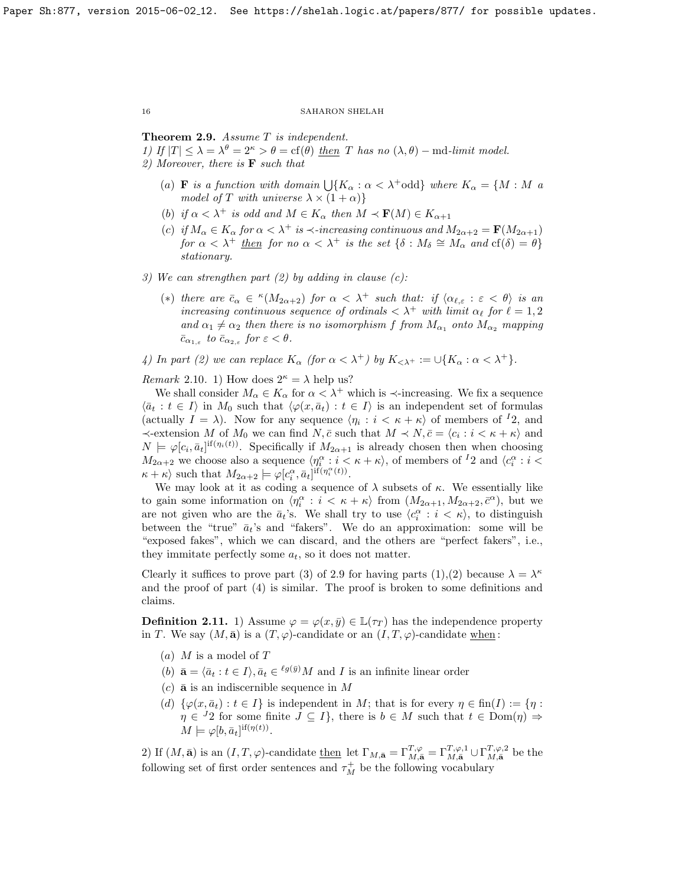**Theorem 2.9.** *Assume $T$ is independent.*

*1) If $|T| \le \lambda = \lambda^\theta = 2^\kappa > \theta = \mathrm{cf}(\theta)$ then $T$ has no $(\lambda, \theta) - \mathrm{md}$-limit model.*

*2) Moreover, there is $\mathbf{F}$ such that*

- (a) *$\mathbf{F}$ is a function with domain $\bigcup\{K_\alpha : \alpha < \lambda^+ \text{odd}\}$ where $K_\alpha = \{M : M$ a model of $T$ with universe $\lambda \times (1+\alpha)\}$*
- (b) *if $\alpha < \lambda^+$ is odd and $M \in K_\alpha$ then $M \prec \mathbf{F}(M) \in K_{\alpha+1}$*
- (c) *if $M_\alpha \in K_\alpha$ for $\alpha < \lambda^+$ is $\prec$-increasing continuous and $M_{2\alpha+2} = \mathbf{F}(M_{2\alpha+1})$ for $\alpha < \lambda^+$ then for no $\alpha < \lambda^+$ is the set $\{\delta : M_\delta \cong M_\alpha$ and $\mathrm{cf}(\delta) = \theta\}$ stationary.*

*3) We can strengthen part (2) by adding in clause (c):*

- $(*)$ *there are $\bar{c}_\alpha \in {}^\kappa(M_{2\alpha+2})$ for $\alpha < \lambda^+$ such that: if $\langle \alpha_{\ell,\varepsilon} : \varepsilon < \theta\rangle$ is an increasing continuous sequence of ordinals $< \lambda^+$ with limit $\alpha_\ell$ for $\ell = 1,2$ and $\alpha_1 \ne \alpha_2$ then there is no isomorphism $f$ from $M_{\alpha_1}$ onto $M_{\alpha_2}$ mapping $\bar{c}_{\alpha_{1,\varepsilon}}$ to $\bar{c}_{\alpha_{2,\varepsilon}}$ for $\varepsilon < \theta$.*

*4) In part (2) we can replace $K_\alpha$ (for $\alpha < \lambda^+$) by $K_{<\lambda^+} := \cup\{K_\alpha : \alpha < \lambda^+\}$.*

*Remark* 2.10. 1) How does $2^\kappa = \lambda$ help us?

We shall consider $M_\alpha \in K_\alpha$ for $\alpha < \lambda^+$ which is $\prec$-increasing. We fix a sequence $\langle \bar{a}_t : t \in I\rangle$ in $M_0$ such that $\langle \varphi(x, \bar{a}_t) : t \in I\rangle$ is an independent set of formulas (actually $I = \lambda$). Now for any sequence $\langle \eta_i : i < \kappa + \kappa\rangle$ of members of ${}^I 2$, and $\prec$-extension $M$ of $M_0$ we can find $N, \bar{c}$ such that $M \prec N, \bar{c} = \langle c_i : i < \kappa + \kappa\rangle$ and $N \models \varphi[c_i, \bar{a}_t]^{\mathrm{if}(\eta_i(t))}$. Specifically if $M_{2\alpha+1}$ is already chosen then when choosing $M_{2\alpha+2}$ we choose also a sequence $\langle \eta^\alpha_i : i < \kappa + \kappa\rangle$, of members of ${}^I 2$ and $\langle c^\alpha_i : i < \kappa + \kappa\rangle$ such that $M_{2\alpha+2} \models \varphi[c^\alpha_i, \bar{a}_t]^{\mathrm{if}(\eta^\alpha_i(t))}$.

We may look at it as coding a sequence of $\lambda$ subsets of $\kappa$. We essentially like to gain some information on $\langle \eta^\alpha_i : i < \kappa + \kappa\rangle$ from $(M_{2\alpha+1}, M_{2\alpha+2}, \bar{c}^\alpha)$, but we are not given who are the $\bar{a}_t$'s. We shall try to use $\langle c^\alpha_i : i < \kappa\rangle$, to distinguish between the "true" $\bar{a}_t$'s and "fakers". We do an approximation: some will be "exposed fakes", which we can discard, and the others are "perfect fakers", i.e., they immitate perfectly some $a_t$, so it does not matter.

Clearly it suffices to prove part (3) of 2.9 for having parts (1),(2) because $\lambda = \lambda^\kappa$ and the proof of part (4) is similar. The proof is broken to some definitions and claims.

**Definition 2.11.** 1) Assume $\varphi = \varphi(x, \bar{y}) \in \mathbb{L}(\tau_T)$ has the independence property in $T$. We say $(M, \bar{\mathbf{a}})$ is a $(T, \varphi)$-candidate or an $(I, T, \varphi)$-candidate when:

- (a) $M$ is a model of $T$
- (b) $\bar{\mathbf{a}} = \langle \bar{a}_t : t \in I\rangle, \bar{a}_t \in {}^{\ell g(\bar{y})}M$ and $I$ is an infinite linear order
- (c) $\bar{\mathbf{a}}$ is an indiscernible sequence in $M$
- (d) $\{\varphi(x, \bar{a}_t) : t \in I\}$ is independent in $M$; that is for every $\eta \in \mathrm{fin}(I) := \{\eta : \eta \in {}^J 2$ for some finite $J \subseteq I\}$, there is $b \in M$ such that $t \in \mathrm{Dom}(\eta) \Rightarrow M \models \varphi[b, \bar{a}_t]^{\mathrm{if}(\eta(t))}$.

2) If $(M, \bar{\mathbf{a}})$ is an $(I, T, \varphi)$-candidate then let $\Gamma_{M,\bar{\mathbf{a}}} = \Gamma^{T,\varphi}_{M,\bar{\mathbf{a}}} = \Gamma^{T,\varphi,1}_{M,\bar{\mathbf{a}}} \cup \Gamma^{T,\varphi,2}_{M,\bar{\mathbf{a}}}$ be the following set of first order sentences and $\tau^+_M$ be the following vocabulary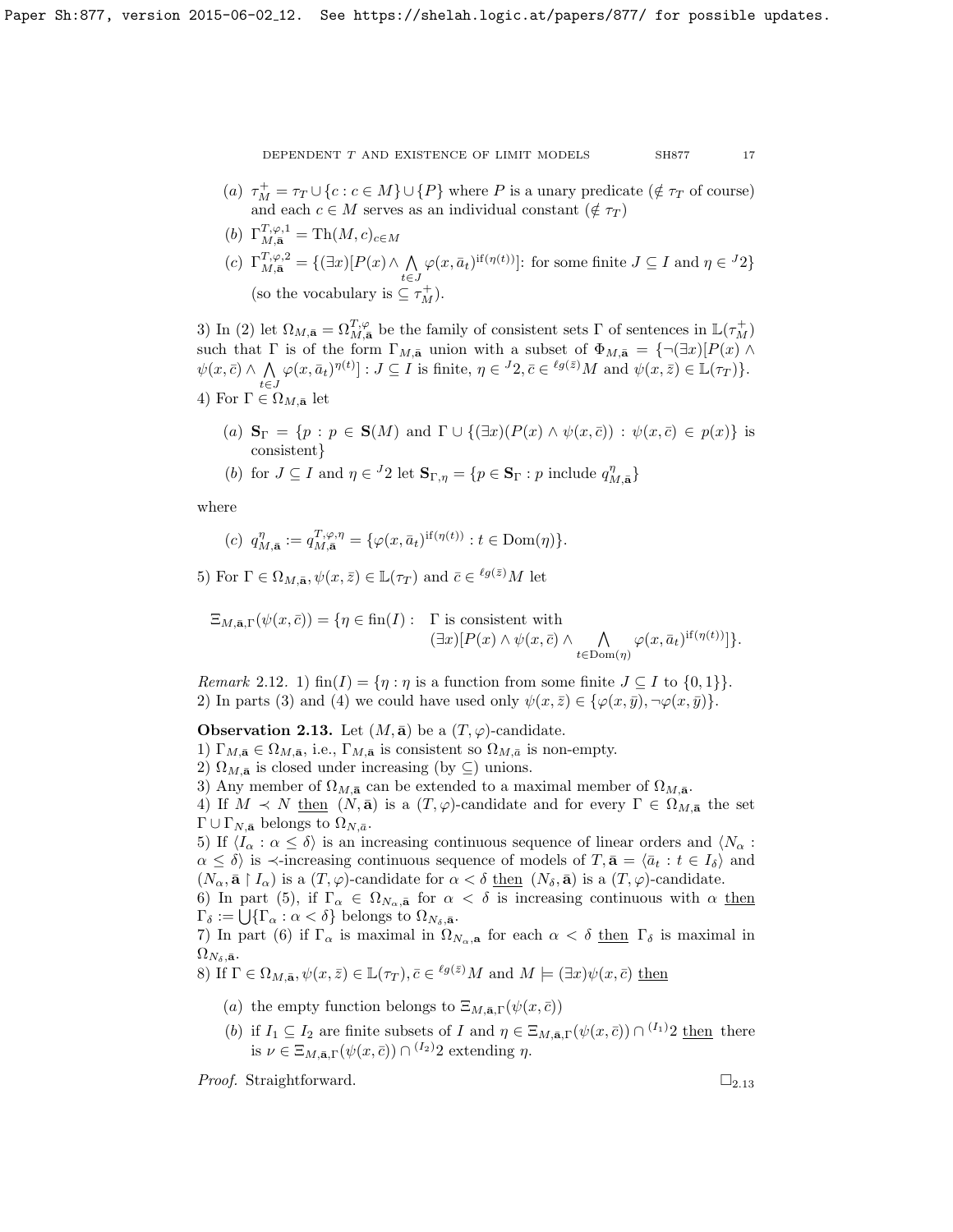(a) $\tau^+_M = \tau_T \cup \{c : c \in M\} \cup \{P\}$ where $P$ is a unary predicate ($\notin \tau_T$ of course) and each $c \in M$ serves as an individual constant ($\notin \tau_T$)

(b) $\Gamma^{T,\varphi,1}_{M,\bar{\mathbf{a}}} = \mathrm{Th}(M, c)_{c \in M}$

(c) $\Gamma^{T,\varphi,2}_{M,\bar{\mathbf{a}}} = \{(\exists x)[P(x) \wedge \bigwedge_{t \in J} \varphi(x, \bar{a}_t)^{\mathrm{if}(\eta(t))}]$: for some finite $J \subseteq I$ and $\eta \in {}^J 2\}$ (so the vocabulary is $\subseteq \tau^+_M$).

3) In (2) let $\Omega_{M,\bar{\mathbf{a}}} = \Omega^{T,\varphi}_{M,\bar{\mathbf{a}}}$ be the family of consistent sets $\Gamma$ of sentences in $\mathbb{L}(\tau^+_M)$ such that $\Gamma$ is of the form $\Gamma_{M,\bar{\mathbf{a}}}$ union with a subset of $\Phi_{M,\bar{\mathbf{a}}} = \{\neg(\exists x)[P(x) \wedge \psi(x, \bar{c}) \wedge \bigwedge_{t \in J} \varphi(x, \bar{a}_t)^{\eta(t)}] : J \subseteq I$ is finite, $\eta \in {}^J 2, \bar{c} \in {}^{\ell g(\bar{z})}M$ and $\psi(x, \bar{z}) \in \mathbb{L}(\tau_T)\}$.

4) For $\Gamma \in \Omega_{M,\bar{\mathbf{a}}}$ let

(a) $\mathbf{S}_\Gamma = \{p : p \in \mathbf{S}(M)$ and $\Gamma \cup \{(\exists x)(P(x) \wedge \psi(x, \bar{c})) : \psi(x, \bar{c}) \in p(x)\}$ is consistent$\}$

(b) for $J \subseteq I$ and $\eta \in {}^J 2$ let $\mathbf{S}_{\Gamma,\eta} = \{p \in \mathbf{S}_\Gamma : p$ include $q^\eta_{M,\bar{\mathbf{a}}}\}$

where

(c) $q^\eta_{M,\bar{\mathbf{a}}} := q^{T,\varphi,\eta}_{M,\bar{\mathbf{a}}} = \{\varphi(x, \bar{a}_t)^{\mathrm{if}(\eta(t))} : t \in \mathrm{Dom}(\eta)\}$.

5) For $\Gamma \in \Omega_{M,\bar{\mathbf{a}}}, \psi(x, \bar{z}) \in \mathbb{L}(\tau_T)$ and $\bar{c} \in {}^{\ell g(\bar{z})}M$ let

$$\Xi_{M,\bar{\mathbf{a}},\Gamma}(\psi(x, \bar{c})) = \{\eta \in \mathrm{fin}(I) : \Gamma \text{ is consistent with } (\exists x)[P(x) \wedge \psi(x, \bar{c}) \wedge \bigwedge_{t \in \mathrm{Dom}(\eta)} \varphi(x, \bar{a}_t)^{\mathrm{if}(\eta(t))}]\}.$$

*Remark* 2.12. 1) $\mathrm{fin}(I) = \{\eta : \eta$ is a function from some finite $J \subseteq I$ to $\{0, 1\}\}$.
2) In parts (3) and (4) we could have used only $\psi(x, \bar{z}) \in \{\varphi(x, \bar{y}), \neg\varphi(x, \bar{y})\}$.

**Observation 2.13.** Let $(M, \bar{\mathbf{a}})$ be a $(T, \varphi)$-candidate.
1) $\Gamma_{M,\bar{\mathbf{a}}} \in \Omega_{M,\bar{\mathbf{a}}}$, i.e., $\Gamma_{M,\bar{\mathbf{a}}}$ is consistent so $\Omega_{M,\bar{a}}$ is non-empty.
2) $\Omega_{M,\bar{\mathbf{a}}}$ is closed under increasing (by $\subseteq$) unions.
3) Any member of $\Omega_{M,\bar{\mathbf{a}}}$ can be extended to a maximal member of $\Omega_{M,\bar{\mathbf{a}}}$.
4) If $M \prec N$ then $(N, \bar{\mathbf{a}})$ is a $(T, \varphi)$-candidate and for every $\Gamma \in \Omega_{M,\bar{\mathbf{a}}}$ the set $\Gamma \cup \Gamma_{N,\bar{\mathbf{a}}}$ belongs to $\Omega_{N,\bar{a}}$.
5) If $\langle I_\alpha : \alpha \le \delta\rangle$ is an increasing continuous sequence of linear orders and $\langle N_\alpha : \alpha \le \delta\rangle$ is $\prec$-increasing continuous sequence of models of $T, \bar{\mathbf{a}} = \langle \bar{a}_t : t \in I_\delta\rangle$ and $(N_\alpha, \bar{\mathbf{a}} \restriction I_\alpha)$ is a $(T, \varphi)$-candidate for $\alpha < \delta$ then $(N_\delta, \bar{\mathbf{a}})$ is a $(T, \varphi)$-candidate.
6) In part (5), if $\Gamma_\alpha \in \Omega_{N_\alpha,\bar{\mathbf{a}}}$ for $\alpha < \delta$ is increasing continuous with $\alpha$ then $\Gamma_\delta := \bigcup\{\Gamma_\alpha : \alpha < \delta\}$ belongs to $\Omega_{N_\delta,\bar{\mathbf{a}}}$.
7) In part (6) if $\Gamma_\alpha$ is maximal in $\Omega_{N_\alpha,\mathbf{a}}$ for each $\alpha < \delta$ then $\Gamma_\delta$ is maximal in $\Omega_{N_\delta,\bar{\mathbf{a}}}$.
8) If $\Gamma \in \Omega_{M,\bar{\mathbf{a}}}, \psi(x, \bar{z}) \in \mathbb{L}(\tau_T), \bar{c} \in {}^{\ell g(\bar{z})}M$ and $M \models (\exists x)\psi(x, \bar{c})$ then

(a) the empty function belongs to $\Xi_{M,\bar{\mathbf{a}},\Gamma}(\psi(x, \bar{c}))$

(b) if $I_1 \subseteq I_2$ are finite subsets of $I$ and $\eta \in \Xi_{M,\bar{\mathbf{a}},\Gamma}(\psi(x, \bar{c})) \cap {}^{(I_1)}2$ then there is $\nu \in \Xi_{M,\bar{\mathbf{a}},\Gamma}(\psi(x, \bar{c})) \cap {}^{(I_2)}2$ extending $\eta$.

*Proof.* Straightforward. $\square_{2.13}$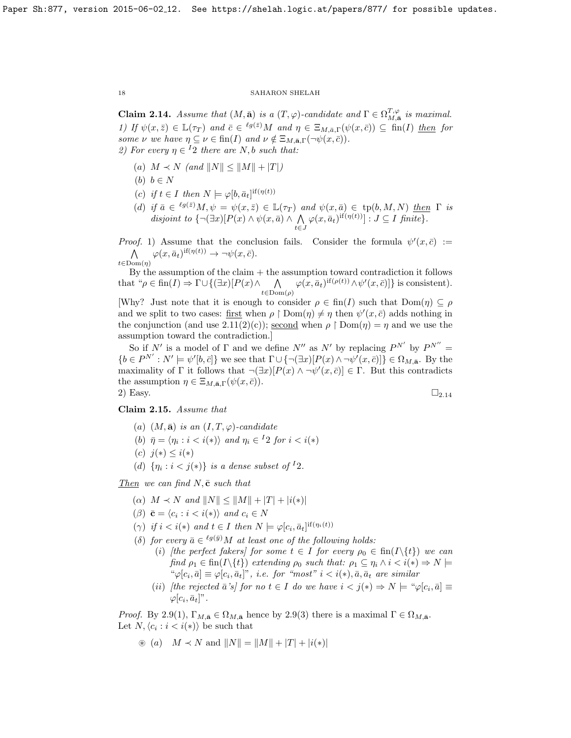**Claim 2.14.** *Assume that $(M, \bar{\mathbf{a}})$ is a $(T, \varphi)$-candidate and $\Gamma \in \Omega^{T,\varphi}_{M,\bar{\mathbf{a}}}$ is maximal.*
*1) If $\psi(x, \bar{z}) \in \mathbb{L}(\tau_T)$ and $\bar{c} \in {}^{\ell g(\bar{z})}M$ and $\eta \in \Xi_{M,\bar{a},\Gamma}(\psi(x, \bar{c})) \subseteq \text{fin}(I)$ then for some $\nu$ we have $\eta \subseteq \nu \in \text{fin}(I)$ and $\nu \notin \Xi_{M,\bar{\mathbf{a}},\Gamma}(\neg\psi(x, \bar{c}))$.*
*2) For every $\eta \in {}^I 2$ there are $N, b$ such that:*

- (a) *$M \prec N$ (and $\|N\| \le \|M\| + |T|$)*
- (b) *$b \in N$*
- (c) *if $t \in I$ then $N \models \varphi[b, \bar{a}_t]^{\text{if}(\eta(t))}$*
- (d) *if $\bar{a} \in {}^{\ell g(\bar{z})}M, \psi = \psi(x, \bar{z}) \in \mathbb{L}(\tau_T)$ and $\psi(x, \bar{a}) \in \text{tp}(b, M, N)$ then $\Gamma$ is disjoint to $\{\neg(\exists x)[P(x) \wedge \psi(x, \bar{a}) \wedge \bigwedge_{t \in J} \varphi(x, \bar{a}_t)^{\text{if}(\eta(t))}] : J \subseteq I \text{ finite}\}$.*

*Proof.* 1) Assume that the conclusion fails. Consider the formula $\psi'(x, \bar{c}) := \bigwedge_{t \in \text{Dom}(\eta)} \varphi(x, \bar{a}_t)^{\text{if}(\eta(t))} \to \neg\psi(x, \bar{c})$.

By the assumption of the claim + the assumption toward contradiction it follows that "$\rho \in \text{fin}(I) \Rightarrow \Gamma \cup \{(\exists x)[P(x) \wedge \bigwedge_{t \in \text{Dom}(\rho)} \varphi(x, \bar{a}_t)^{\text{if}(\rho(t))} \wedge \psi'(x, \bar{c})]\}$ is consistent).

[Why? Just note that it is enough to consider $\rho \in \text{fin}(I)$ such that $\text{Dom}(\eta) \subseteq \rho$ and we split to two cases: first when $\rho \restriction \text{Dom}(\eta) \neq \eta$ then $\psi'(x, \bar{c})$ adds nothing in the conjunction (and use 2.11(2)(c)); second when $\rho \restriction \text{Dom}(\eta) = \eta$ and we use the assumption toward the contradiction.]

So if $N'$ is a model of $\Gamma$ and we define $N''$ as $N'$ by replacing $P^{N'}$ by $P^{N''} = \{b \in P^{N'} : N' \models \psi'[b, \bar{c}]\}$ we see that $\Gamma \cup \{\neg(\exists x)[P(x) \wedge \neg\psi'(x, \bar{c})]\} \in \Omega_{M,\bar{\mathbf{a}}}$. By the maximality of $\Gamma$ it follows that $\neg(\exists x)[P(x) \wedge \neg\psi'(x, \bar{c})] \in \Gamma$. But this contradicts the assumption $\eta \in \Xi_{M,\bar{\mathbf{a}},\Gamma}(\psi(x, \bar{c}))$.
2) Easy. $\square_{2.14}$

**Claim 2.15.** *Assume that*

- (a) *$(M, \bar{\mathbf{a}})$ is an $(I, T, \varphi)$-candidate*
- (b) *$\bar{\eta} = \langle \eta_i : i < i(*) \rangle$ and $\eta_i \in {}^I 2$ for $i < i(*)$*
- (c) *$j(*) \le i(*)$*
- (d) *$\{\eta_i : i < j(*)\}$ is a dense subset of ${}^I 2$.*

*Then we can find $N, \bar{\mathbf{c}}$ such that*

- ($\alpha$) *$M \prec N$ and $\|N\| \le \|M\| + |T| + |i(*)|$*
- ($\beta$) *$\bar{\mathbf{c}} = \langle c_i : i < i(*) \rangle$ and $c_i \in N$*
- ($\gamma$) *if $i < i(*)$ and $t \in I$ then $N \models \varphi[c_i, \bar{a}_t]^{\text{if}(\eta_i(t))}$*
- ($\delta$) *for every $\bar{a} \in {}^{\ell g(\bar{y})}M$ at least one of the following holds:*
  - (i) *[the perfect fakers] for some $t \in I$ for every $\rho_0 \in \text{fin}(I \backslash \{t\})$ we can find $\rho_1 \in \text{fin}(I \backslash \{t\})$ extending $\rho_0$ such that: $\rho_1 \subseteq \eta_i \wedge i < i(*) \Rightarrow N \models$ "$\varphi[c_i, \bar{a}] \equiv \varphi[c_i, \bar{a}_t]$", i.e. for "most" $i < i(*), \bar{a}, \bar{a}_t$ are similar*
  - (ii) *[the rejected $\bar{a}$'s] for no $t \in I$ do we have $i < j(*) \Rightarrow N \models$ "$\varphi[c_i, \bar{a}] \equiv \varphi[c_i, \bar{a}_t]$".*

*Proof.* By 2.9(1), $\Gamma_{M,\bar{\mathbf{a}}} \in \Omega_{M,\bar{\mathbf{a}}}$ hence by 2.9(3) there is a maximal $\Gamma \in \Omega_{M,\bar{\mathbf{a}}}$. Let $N, \langle c_i : i < i(*) \rangle$ be such that

$\circledast$ (a) $M \prec N$ and $\|N\| = \|M\| + |T| + |i(*)|$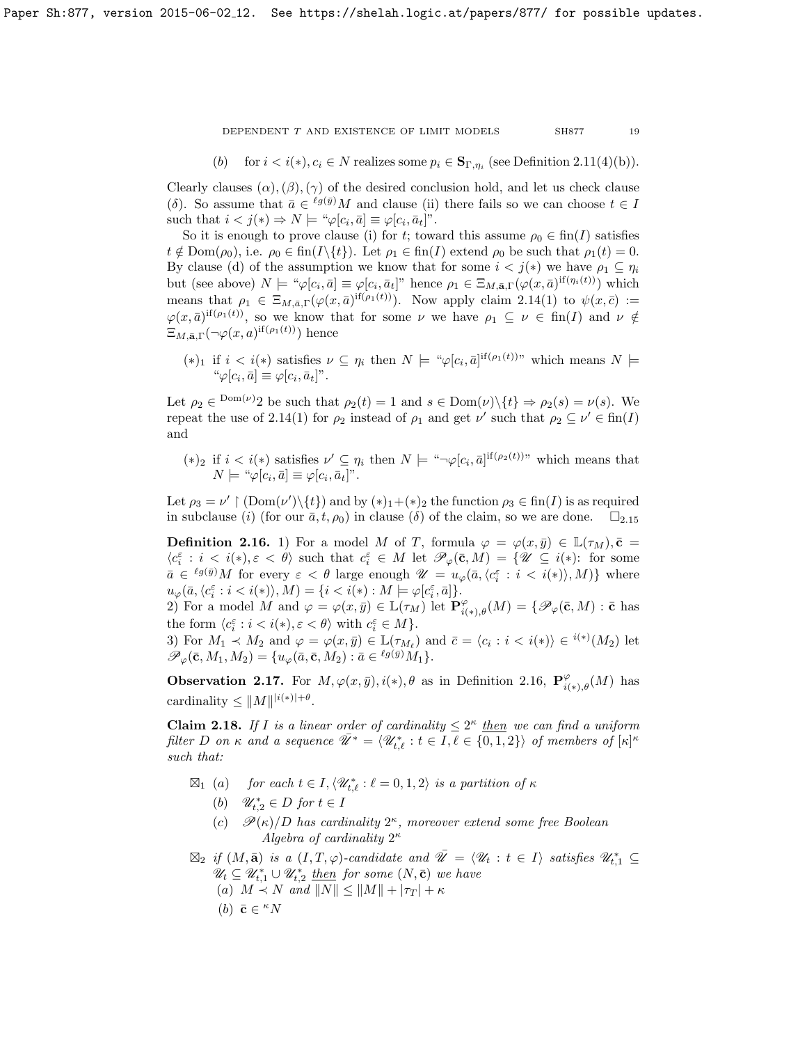(b) for $i < i(*), c_i \in N$ realizes some $p_i \in \mathbf{S}_{\Gamma,\eta_i}$ (see Definition 2.11(4)(b)).

Clearly clauses $(\alpha),(\beta),(\gamma)$ of the desired conclusion hold, and let us check clause $(\delta)$. So assume that $\bar a \in {}^{\ell g(\bar y)}M$ and clause (ii) there fails so we can choose $t \in I$ such that $i < j(*) \Rightarrow N \models$ "$\varphi[c_i,\bar a] \equiv \varphi[c_i,\bar a_t]$".

So it is enough to prove clause (i) for $t$; toward this assume $\rho_0 \in \text{fin}(I)$ satisfies $t \notin \text{Dom}(\rho_0)$, i.e. $\rho_0 \in \text{fin}(I\backslash\{t\})$. Let $\rho_1 \in \text{fin}(I)$ extend $\rho_0$ be such that $\rho_1(t) = 0$. By clause (d) of the assumption we know that for some $i < j(*)$ we have $\rho_1 \subseteq \eta_i$ but (see above) $N \models$ "$\varphi[c_i,\bar a] \equiv \varphi[c_i,\bar a_t]$" hence $\rho_1 \in \Xi_{M,\mathbf{a},\Gamma}(\varphi(x,\bar a)^{\text{if}(\eta_i(t))})$ which means that $\rho_1 \in \Xi_{M,\bar a,\Gamma}(\varphi(x,\bar a)^{\text{if}(\rho_1(t))})$. Now apply claim 2.14(1) to $\psi(x,\bar c) := \varphi(x,\bar a)^{\text{if}(\rho_1(t))}$, so we know that for some $\nu$ we have $\rho_1 \subseteq \nu \in \text{fin}(I)$ and $\nu \notin \Xi_{M,\mathbf{a},\Gamma}(\neg\varphi(x,a)^{\text{if}(\rho_1(t))})$ hence

$(*)_1$ if $i < i(*)$ satisfies $\nu \subseteq \eta_i$ then $N \models$ "$\varphi[c_i,\bar a]^{\text{if}(\rho_1(t))}$" which means $N \models$ "$\varphi[c_i,\bar a] \equiv \varphi[c_i,\bar a_t]$".

Let $\rho_2 \in {}^{\text{Dom}(\nu)}2$ be such that $\rho_2(t) = 1$ and $s \in \text{Dom}(\nu)\backslash\{t\} \Rightarrow \rho_2(s) = \nu(s)$. We repeat the use of 2.14(1) for $\rho_2$ instead of $\rho_1$ and get $\nu'$ such that $\rho_2 \subseteq \nu' \in \text{fin}(I)$ and

$(*)_2$ if $i < i(*)$ satisfies $\nu' \subseteq \eta_i$ then $N \models$ "$\neg\varphi[c_i,\bar a]^{\text{if}(\rho_2(t))}$" which means that $N \models$ "$\varphi[c_i,\bar a] \equiv \varphi[c_i,\bar a_t]$".

Let $\rho_3 = \nu' \restriction (\text{Dom}(\nu')\backslash\{t\})$ and by $(*)_1+(*)_2$ the function $\rho_3 \in \text{fin}(I)$ is as required in subclause (i) (for our $\bar a, t, \rho_0$) in clause $(\delta)$ of the claim, so we are done. $\square_{2.15}$

**Definition 2.16.** 1) For a model $M$ of $T$, formula $\varphi = \varphi(x,\bar y) \in \mathbb{L}(\tau_M), \bar{\mathbf{c}} = \langle c^\varepsilon_i : i < i(*), \varepsilon < \theta\rangle$ such that $c^\varepsilon_i \in M$ let $\mathscr{P}_\varphi(\bar{\mathbf{c}},M) = \{\mathscr{U} \subseteq i(*)$: for some $\bar a \in {}^{\ell g(\bar y)}M$ for every $\varepsilon < \theta$ large enough $\mathscr{U} = u_\varphi(\bar a,\langle c^\varepsilon_i : i < i(*)\rangle, M)\}$ where $u_\varphi(\bar a,\langle c^\varepsilon_i : i < i(*)\rangle, M) = \{i < i(*) : M \models \varphi[c^\varepsilon_i,\bar a]\}$.
2) For a model $M$ and $\varphi = \varphi(x,\bar y) \in \mathbb{L}(\tau_M)$ let $\mathbf{P}^\varphi_{i(*),\theta}(M) = \{\mathscr{P}_\varphi(\bar{\mathbf{c}},M) : \bar{\mathbf{c}}$ has the form $\langle c^\varepsilon_i : i < i(*), \varepsilon < \theta\rangle$ with $c^\varepsilon_i \in M\}$.
3) For $M_1 \prec M_2$ and $\varphi = \varphi(x,\bar y) \in \mathbb{L}(\tau_{M_\ell})$ and $\bar c = \langle c_i : i < i(*)\rangle \in {}^{i(*)}(M_2)$ let $\mathscr{P}_\varphi(\bar{\mathbf{c}},M_1,M_2) = \{u_\varphi(\bar a,\bar{\mathbf{c}},M_2) : \bar a \in {}^{\ell g(\bar y)}M_1\}$.

**Observation 2.17.** For $M,\varphi(x,\bar y),i(*),\theta$ as in Definition 2.16, $\mathbf{P}^\varphi_{i(*),\theta}(M)$ has cardinality $\le \|M\|^{|i(*)|+\theta}$.

**Claim 2.18.** *If $I$ is a linear order of cardinality $\le 2^\kappa$ <u>then</u> we can find a uniform filter $D$ on $\kappa$ and a sequence $\bar{\mathscr{U}}^* = \langle \mathscr{U}^*_{t,\ell} : t \in I, \ell \in \{0,1,2\}\rangle$ of members of $[\kappa]^\kappa$ such that:*

$\boxtimes_1$ (a) *for each $t \in I, \langle \mathscr{U}^*_{t,\ell} : \ell = 0,1,2\rangle$ is a partition of $\kappa$*
(b) *$\mathscr{U}^*_{t,2} \in D$ for $t \in I$*
(c) *$\mathscr{P}(\kappa)/D$ has cardinality $2^\kappa$, moreover extend some free Boolean Algebra of cardinality $2^\kappa$*

$\boxtimes_2$ *if $(M,\bar{\mathbf{a}})$ is a $(I,T,\varphi)$-candidate and $\bar{\mathscr{U}} = \langle \mathscr{U}_t : t \in I\rangle$ satisfies $\mathscr{U}^*_{t,1} \subseteq \mathscr{U}_t \subseteq \mathscr{U}^*_{t,1} \cup \mathscr{U}^*_{t,2}$ <u>then</u> for some $(N,\bar{\mathbf{c}})$ we have*
(a) $M \prec N$ *and* $\|N\| \le \|M\| + |\tau_T| + \kappa$
(b) $\bar{\mathbf{c}} \in {}^\kappa N$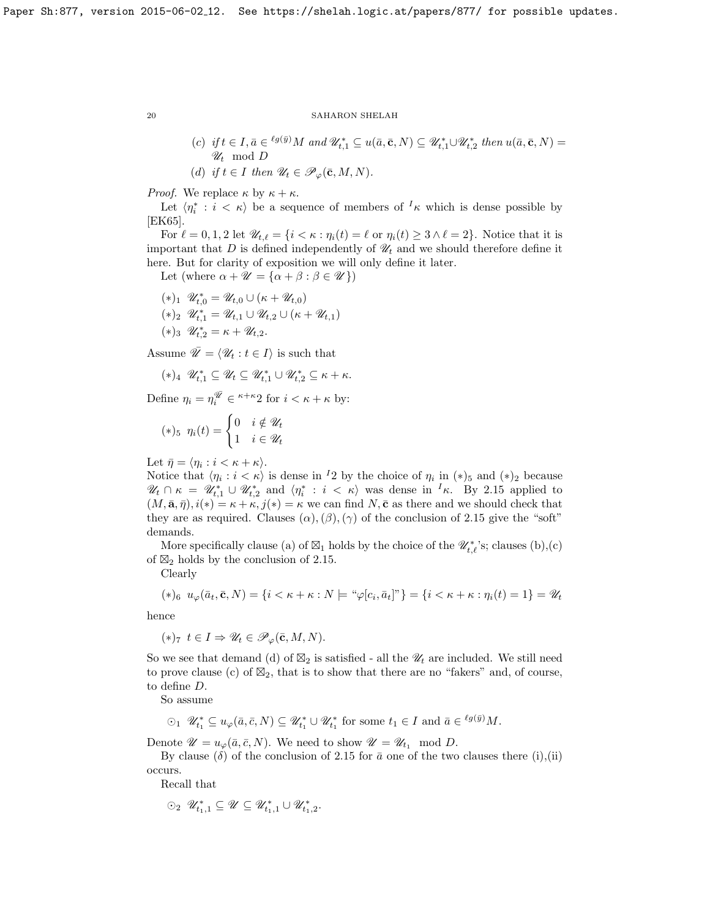(c) *if* $t \in I, \bar{a} \in {}^{\ell g(\bar{y})}M$ *and* $\mathscr{U}^*_{t,1} \subseteq u(\bar{a}, \bar{\mathbf{c}}, N) \subseteq \mathscr{U}^*_{t,1} \cup \mathscr{U}^*_{t,2}$ *then* $u(\bar{a}, \bar{\mathbf{c}}, N) = \mathscr{U}_t \mod D$

(d) *if* $t \in I$ *then* $\mathscr{U}_t \in \mathscr{P}_\varphi(\bar{\mathbf{c}}, M, N)$.

*Proof.* We replace $\kappa$ by $\kappa + \kappa$.

Let $\langle \eta^*_i : i < \kappa \rangle$ be a sequence of members of ${}^I\kappa$ which is dense possible by [EK65].

For $\ell = 0, 1, 2$ let $\mathscr{U}_{t,\ell} = \{i < \kappa : \eta_i(t) = \ell \text{ or } \eta_i(t) \geq 3 \wedge \ell = 2\}$. Notice that it is important that $D$ is defined independently of $\mathscr{U}_t$ and we should therefore define it here. But for clarity of exposition we will only define it later.

Let (where $\alpha + \mathscr{U} = \{\alpha + \beta : \beta \in \mathscr{U}\}$)

$(*)_1$ $\mathscr{U}^*_{t,0} = \mathscr{U}_{t,0} \cup (\kappa + \mathscr{U}_{t,0})$

$(*)_2$ $\mathscr{U}^*_{t,1} = \mathscr{U}_{t,1} \cup \mathscr{U}_{t,2} \cup (\kappa + \mathscr{U}_{t,1})$

$(*)_3$ $\mathscr{U}^*_{t,2} = \kappa + \mathscr{U}_{t,2}$.

Assume $\bar{\mathscr{U}} = \langle \mathscr{U}_t : t \in I \rangle$ is such that

$(*)_4$ $\mathscr{U}^*_{t,1} \subseteq \mathscr{U}_t \subseteq \mathscr{U}^*_{t,1} \cup \mathscr{U}^*_{t,2} \subseteq \kappa + \kappa$.

Define $\eta_i = \eta^{\bar{\mathscr{U}}}_i \in {}^{\kappa+\kappa}2$ for $i < \kappa + \kappa$ by:

$$(*)_5 \ \eta_i(t) = \begin{cases} 0 & i \notin \mathscr{U}_t \\ 1 & i \in \mathscr{U}_t \end{cases}$$

Let $\bar{\eta} = \langle \eta_i : i < \kappa + \kappa \rangle$.

Notice that $\langle \eta_i : i < \kappa \rangle$ is dense in ${}^I2$ by the choice of $\eta_i$ in $(*)_5$ and $(*)_2$ because $\mathscr{U}_t \cap \kappa = \mathscr{U}^*_{t,1} \cup \mathscr{U}^*_{t,2}$ and $\langle \eta^*_i : i < \kappa \rangle$ was dense in ${}^I\kappa$. By 2.15 applied to $(M, \bar{\mathbf{a}}, \bar{\eta}), i(*) = \kappa + \kappa, j(*) = \kappa$ we can find $N, \bar{\mathbf{c}}$ as there and we should check that they are as required. Clauses $(\alpha), (\beta), (\gamma)$ of the conclusion of 2.15 give the "soft" demands.

More specifically clause (a) of $\boxtimes_1$ holds by the choice of the $\mathscr{U}^*_{t,\ell}$'s; clauses (b),(c) of $\boxtimes_2$ holds by the conclusion of 2.15.

Clearly

$(*)_6$ $u_\varphi(\bar{a}_t, \bar{\mathbf{c}}, N) = \{i < \kappa + \kappa : N \models \text{"}\varphi[c_i, \bar{a}_t]\text{"}\} = \{i < \kappa + \kappa : \eta_i(t) = 1\} = \mathscr{U}_t$

hence

$(*)_7$ $t \in I \Rightarrow \mathscr{U}_t \in \mathscr{P}_\varphi(\bar{\mathbf{c}}, M, N)$.

So we see that demand (d) of $\boxtimes_2$ is satisfied - all the $\mathscr{U}_t$ are included. We still need to prove clause (c) of $\boxtimes_2$, that is to show that there are no "fakers" and, of course, to define $D$.

So assume

$\odot_1$ $\mathscr{U}^*_{t_1} \subseteq u_\varphi(\bar{a}, \bar{c}, N) \subseteq \mathscr{U}^*_{t_1} \cup \mathscr{U}^*_{t_1}$ for some $t_1 \in I$ and $\bar{a} \in {}^{\ell g(\bar{y})}M$.

Denote $\mathscr{U} = u_\varphi(\bar{a}, \bar{c}, N)$. We need to show $\mathscr{U} = \mathscr{U}_{t_1} \mod D$.

By clause $(\delta)$ of the conclusion of 2.15 for $\bar{a}$ one of the two clauses there (i),(ii) occurs.

Recall that

$\odot_2$ $\mathscr{U}^*_{t_1,1} \subseteq \mathscr{U} \subseteq \mathscr{U}^*_{t_1,1} \cup \mathscr{U}^*_{t_1,2}$.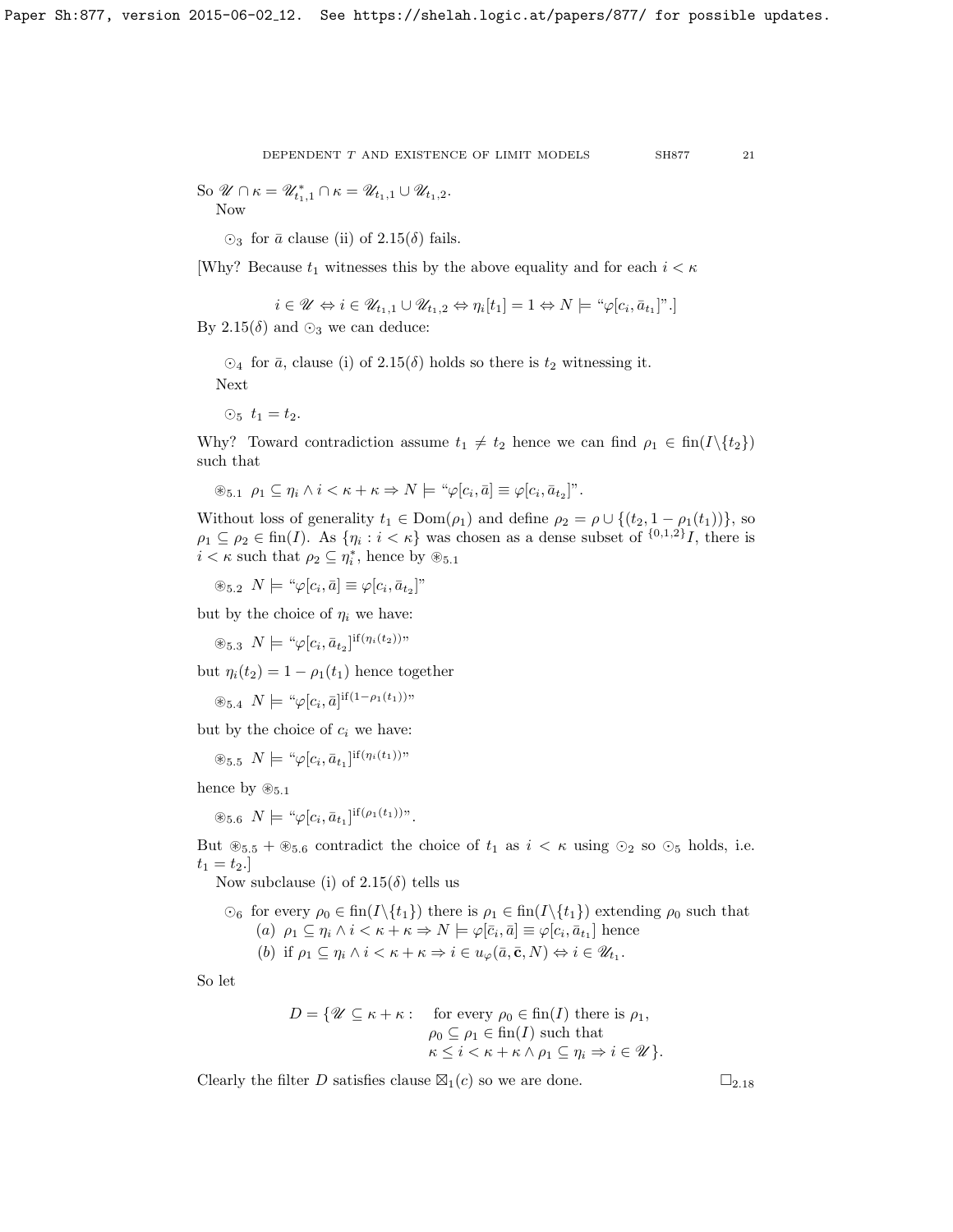So $\mathscr{U} \cap \kappa = \mathscr{U}^*_{t_1,1} \cap \kappa = \mathscr{U}_{t_1,1} \cup \mathscr{U}_{t_1,2}$.

Now

$\odot_3$ for $\bar a$ clause (ii) of 2.15($\delta$) fails.

[Why? Because $t_1$ witnesses this by the above equality and for each $i < \kappa$

$$i \in \mathscr{U} \Leftrightarrow i \in \mathscr{U}_{t_1,1} \cup \mathscr{U}_{t_1,2} \Leftrightarrow \eta_i[t_1] = 1 \Leftrightarrow N \models \text{“}\varphi[c_i, \bar a_{t_1}]\text{”}.]$$

By 2.15($\delta$) and $\odot_3$ we can deduce:

$\odot_4$ for $\bar a$, clause (i) of 2.15($\delta$) holds so there is $t_2$ witnessing it.

Next

$\odot_5$ $t_1 = t_2$.

Why? Toward contradiction assume $t_1 \neq t_2$ hence we can find $\rho_1 \in \text{fin}(I \backslash \{t_2\})$ such that

$\circledast_{5.1}$ $\rho_1 \subseteq \eta_i \wedge i < \kappa + \kappa \Rightarrow N \models$ “$\varphi[c_i, \bar a] \equiv \varphi[c_i, \bar a_{t_2}]$”.

Without loss of generality $t_1 \in \text{Dom}(\rho_1)$ and define $\rho_2 = \rho \cup \{(t_2, 1 - \rho_1(t_1))\}$, so $\rho_1 \subseteq \rho_2 \in \text{fin}(I)$. As $\{\eta_i : i < \kappa\}$ was chosen as a dense subset of ${}^{\{0,1,2\}}I$, there is $i < \kappa$ such that $\rho_2 \subseteq \eta^*_i$, hence by $\circledast_{5.1}$

$\circledast_{5.2}$ $N \models$ “$\varphi[c_i, \bar a] \equiv \varphi[c_i, \bar a_{t_2}]$”

but by the choice of $\eta_i$ we have:

$\circledast_{5.3}$ $N \models$ “$\varphi[c_i, \bar a_{t_2}]^{\text{if}(\eta_i(t_2))}$”

but $\eta_i(t_2) = 1 - \rho_1(t_1)$ hence together

$\circledast_{5.4}$ $N \models$ “$\varphi[c_i, \bar a]^{\text{if}(1 - \rho_1(t_1))}$”

but by the choice of $c_i$ we have:

$\circledast_{5.5}$ $N \models$ “$\varphi[c_i, \bar a_{t_1}]^{\text{if}(\eta_i(t_1))}$”

hence by $\circledast_{5.1}$

$\circledast_{5.6}$ $N \models$ “$\varphi[c_i, \bar a_{t_1}]^{\text{if}(\rho_1(t_1))}$”.

But $\circledast_{5.5} + \circledast_{5.6}$ contradict the choice of $t_1$ as $i < \kappa$ using $\odot_2$ so $\odot_5$ holds, i.e. $t_1 = t_2$.]

Now subclause (i) of 2.15($\delta$) tells us

$\odot_6$ for every $\rho_0 \in \text{fin}(I \backslash \{t_1\})$ there is $\rho_1 \in \text{fin}(I \backslash \{t_1\})$ extending $\rho_0$ such that
  (a) $\rho_1 \subseteq \eta_i \wedge i < \kappa + \kappa \Rightarrow N \models \varphi[\bar c_i, \bar a] \equiv \varphi[c_i, \bar a_{t_1}]$ hence
  (b) if $\rho_1 \subseteq \eta_i \wedge i < \kappa + \kappa \Rightarrow i \in u_\varphi(\bar a, \bar{\mathbf{c}}, N) \Leftrightarrow i \in \mathscr{U}_{t_1}$.

So let

$$D = \{\mathscr{U} \subseteq \kappa + \kappa : \quad \text{for every } \rho_0 \in \text{fin}(I) \text{ there is } \rho_1, \\ \rho_0 \subseteq \rho_1 \in \text{fin}(I) \text{ such that} \\ \kappa \le i < \kappa + \kappa \wedge \rho_1 \subseteq \eta_i \Rightarrow i \in \mathscr{U}\}.$$

Clearly the filter $D$ satisfies clause $\boxtimes_1(c)$ so we are done. $\square_{2.18}$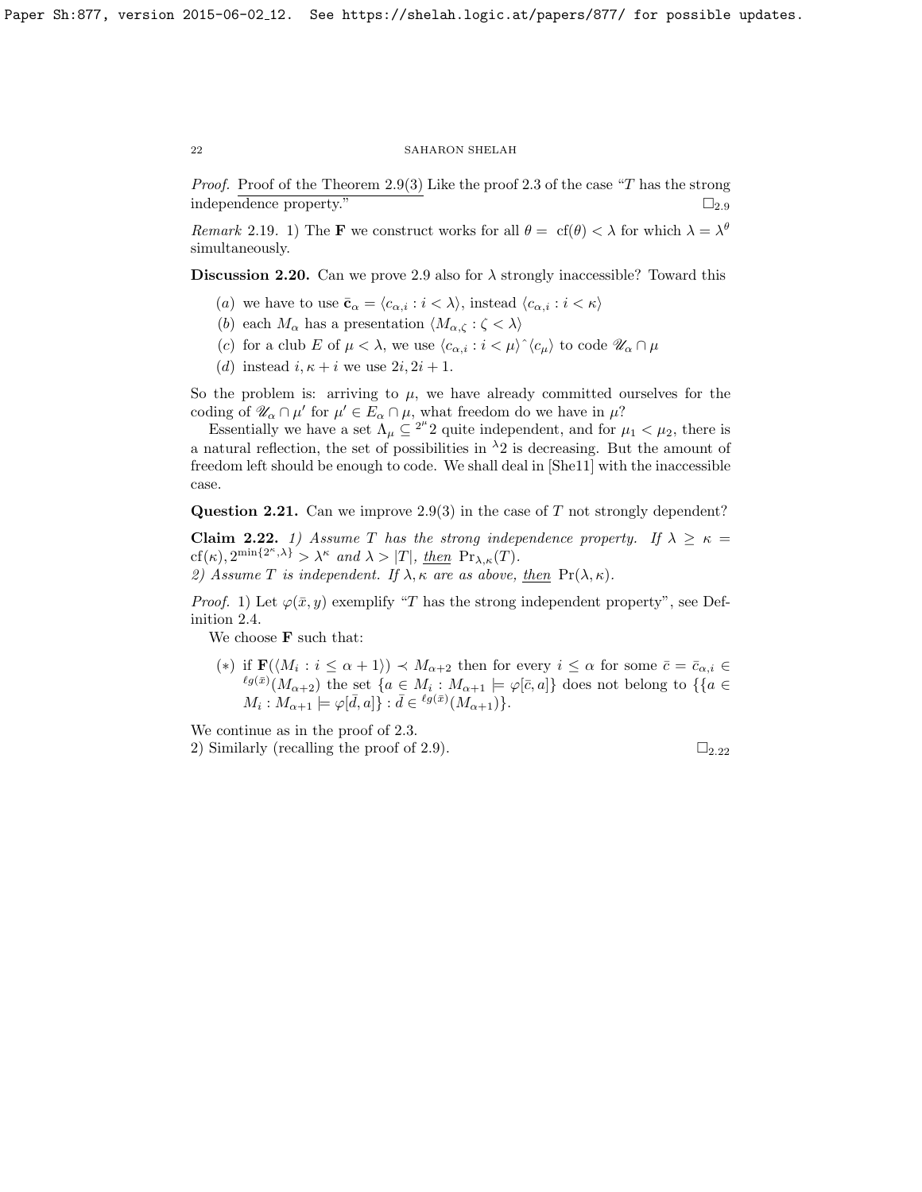*Proof.* <u>Proof of the Theorem 2.9(3)</u> Like the proof 2.3 of the case "$T$ has the strong independence property." $\square_{2.9}$

*Remark* 2.19. 1) The $\mathbf{F}$ we construct works for all $\theta = \text{cf}(\theta) < \lambda$ for which $\lambda = \lambda^\theta$ simultaneously.

**Discussion 2.20.** Can we prove 2.9 also for $\lambda$ strongly inaccessible? Toward this

- $(a)$ we have to use $\bar{\mathbf{c}}_\alpha = \langle c_{\alpha,i} : i < \lambda \rangle$, instead $\langle c_{\alpha,i} : i < \kappa \rangle$
- $(b)$ each $M_\alpha$ has a presentation $\langle M_{\alpha,\zeta} : \zeta < \lambda \rangle$
- $(c)$ for a club $E$ of $\mu < \lambda$, we use $\langle c_{\alpha,i} : i < \mu \rangle \hat{} \langle c_\mu \rangle$ to code $\mathscr{U}_\alpha \cap \mu$
- $(d)$ instead $i, \kappa + i$ we use $2i, 2i + 1$.

So the problem is: arriving to $\mu$, we have already committed ourselves for the coding of $\mathscr{U}_\alpha \cap \mu'$ for $\mu' \in E_\alpha \cap \mu$, what freedom do we have in $\mu$?

Essentially we have a set $\Lambda_\mu \subseteq {}^{2^\mu}2$ quite independent, and for $\mu_1 < \mu_2$, there is a natural reflection, the set of possibilities in ${}^\lambda 2$ is decreasing. But the amount of freedom left should be enough to code. We shall deal in [She11] with the inaccessible case.

**Question 2.21.** Can we improve 2.9(3) in the case of $T$ not strongly dependent?

**Claim 2.22.** *1) Assume $T$ has the strong independence property. If $\lambda \geq \kappa = \text{cf}(\kappa), 2^{\min\{2^\kappa, \lambda\}} > \lambda^\kappa$ and $\lambda > |T|$, <u>then</u> $\text{Pr}_{\lambda,\kappa}(T)$.*
*2) Assume $T$ is independent. If $\lambda, \kappa$ are as above, <u>then</u> $\text{Pr}(\lambda, \kappa)$.*

*Proof.* 1) Let $\varphi(\bar{x}, y)$ exemplify "$T$ has the strong independent property", see Definition 2.4.

We choose $\mathbf{F}$ such that:

$(*)$ if $\mathbf{F}(\langle M_i : i \leq \alpha + 1 \rangle) \prec M_{\alpha+2}$ then for every $i \leq \alpha$ for some $\bar{c} = \bar{c}_{\alpha,i} \in {}^{\ell g(\bar{x})}(M_{\alpha+2})$ the set $\{a \in M_i : M_{\alpha+1} \models \varphi[\bar{c}, a]\}$ does not belong to $\{\{a \in M_i : M_{\alpha+1} \models \varphi[\bar{d}, a]\} : \bar{d} \in {}^{\ell g(\bar{x})}(M_{\alpha+1})\}$.

We continue as in the proof of 2.3.
2) Similarly (recalling the proof of 2.9). $\square_{2.22}$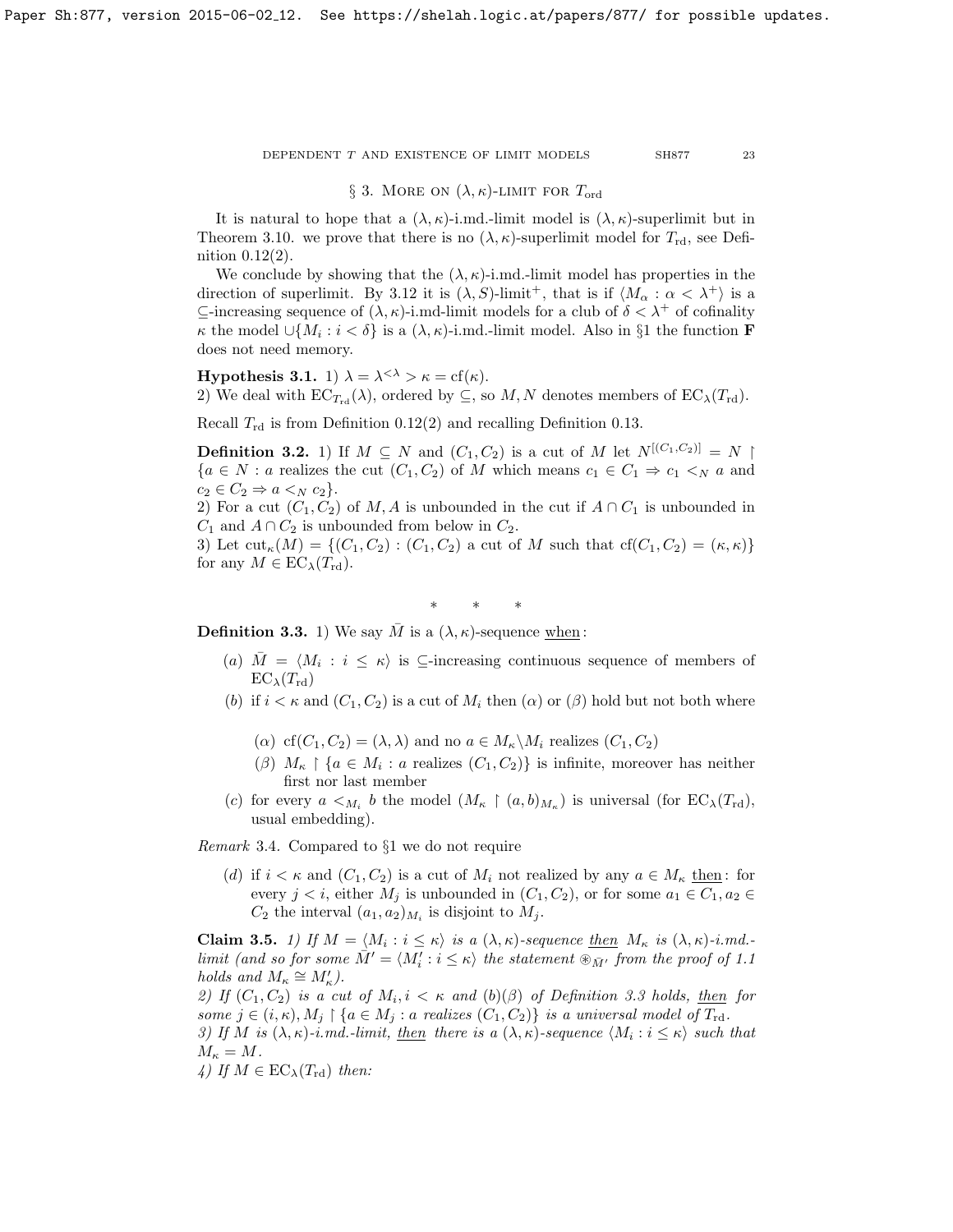## § 3. More on $(\lambda, \kappa)$-limit for $T_{\rm ord}$

It is natural to hope that a $(\lambda, \kappa)$-i.md.-limit model is $(\lambda, \kappa)$-superlimit but in Theorem 3.10. we prove that there is no $(\lambda, \kappa)$-superlimit model for $T_{\rm rd}$, see Definition 0.12(2).

We conclude by showing that the $(\lambda, \kappa)$-i.md.-limit model has properties in the direction of superlimit. By 3.12 it is $(\lambda, S)$-limit$^+$, that is if $\langle M_\alpha : \alpha < \lambda^+ \rangle$ is a $\subseteq$-increasing sequence of $(\lambda, \kappa)$-i.md-limit models for a club of $\delta < \lambda^+$ of cofinality $\kappa$ the model $\cup\{M_i : i < \delta\}$ is a $(\lambda, \kappa)$-i.md.-limit model. Also in §1 the function $\mathbf{F}$ does not need memory.

**Hypothesis 3.1.** 1) $\lambda = \lambda^{<\lambda} > \kappa = {\rm cf}(\kappa)$.
2) We deal with ${\rm EC}_{T_{\rm rd}}(\lambda)$, ordered by $\subseteq$, so $M, N$ denotes members of ${\rm EC}_\lambda(T_{\rm rd})$.

Recall $T_{\rm rd}$ is from Definition 0.12(2) and recalling Definition 0.13.

**Definition 3.2.** 1) If $M \subseteq N$ and $(C_1, C_2)$ is a cut of $M$ let $N^{[(C_1,C_2)]} = N \restriction \{a \in N : a$ realizes the cut $(C_1, C_2)$ of $M$ which means $c_1 \in C_1 \Rightarrow c_1 <_N a$ and $c_2 \in C_2 \Rightarrow a <_N c_2\}$.
2) For a cut $(C_1, C_2)$ of $M, A$ is unbounded in the cut if $A \cap C_1$ is unbounded in $C_1$ and $A \cap C_2$ is unbounded from below in $C_2$.
3) Let ${\rm cut}_\kappa(M) = \{(C_1, C_2) : (C_1, C_2)$ a cut of $M$ such that ${\rm cf}(C_1, C_2) = (\kappa, \kappa)\}$ for any $M \in {\rm EC}_\lambda(T_{\rm rd})$.

\* \* \*

**Definition 3.3.** 1) We say $\bar{M}$ is a $(\lambda, \kappa)$-sequence <u>when</u>:

- $(a)$ $\bar{M} = \langle M_i : i \leq \kappa \rangle$ is $\subseteq$-increasing continuous sequence of members of ${\rm EC}_\lambda(T_{\rm rd})$
- $(b)$ if $i < \kappa$ and $(C_1, C_2)$ is a cut of $M_i$ then $(\alpha)$ or $(\beta)$ hold but not both where
  - $(\alpha)$ ${\rm cf}(C_1, C_2) = (\lambda, \lambda)$ and no $a \in M_\kappa \backslash M_i$ realizes $(C_1, C_2)$
  - $(\beta)$ $M_\kappa \restriction \{a \in M_i : a$ realizes $(C_1, C_2)\}$ is infinite, moreover has neither first nor last member
- $(c)$ for every $a <_{M_i} b$ the model $(M_\kappa \restriction (a, b)_{M_\kappa})$ is universal (for ${\rm EC}_\lambda(T_{\rm rd})$, usual embedding).

*Remark* 3.4. Compared to §1 we do not require

- $(d)$ if $i < \kappa$ and $(C_1, C_2)$ is a cut of $M_i$ not realized by any $a \in M_\kappa$ <u>then</u>: for every $j < i$, either $M_j$ is unbounded in $(C_1, C_2)$, or for some $a_1 \in C_1, a_2 \in C_2$ the interval $(a_1, a_2)_{M_i}$ is disjoint to $M_j$.

**Claim 3.5.** *1) If $M = \langle M_i : i \leq \kappa \rangle$ is a $(\lambda, \kappa)$-sequence <u>then</u> $M_\kappa$ is $(\lambda, \kappa)$-i.md.-limit (and so for some $\bar{M}' = \langle M'_i : i \leq \kappa \rangle$ the statement $\circledast_{\bar{M}'}$ from the proof of 1.1 holds and $M_\kappa \cong M'_\kappa$).*
*2) If $(C_1, C_2)$ is a cut of $M_i, i < \kappa$ and $(b)(\beta)$ of Definition 3.3 holds, <u>then</u> for some $j \in (i, \kappa), M_j \restriction \{a \in M_j : a$ realizes $(C_1, C_2)\}$ is a universal model of $T_{\rm rd}$.*
*3) If $M$ is $(\lambda, \kappa)$-i.md.-limit, <u>then</u> there is a $(\lambda, \kappa)$-sequence $\langle M_i : i \leq \kappa \rangle$ such that $M_\kappa = M$.*
*4) If $M \in {\rm EC}_\lambda(T_{\rm rd})$ then:*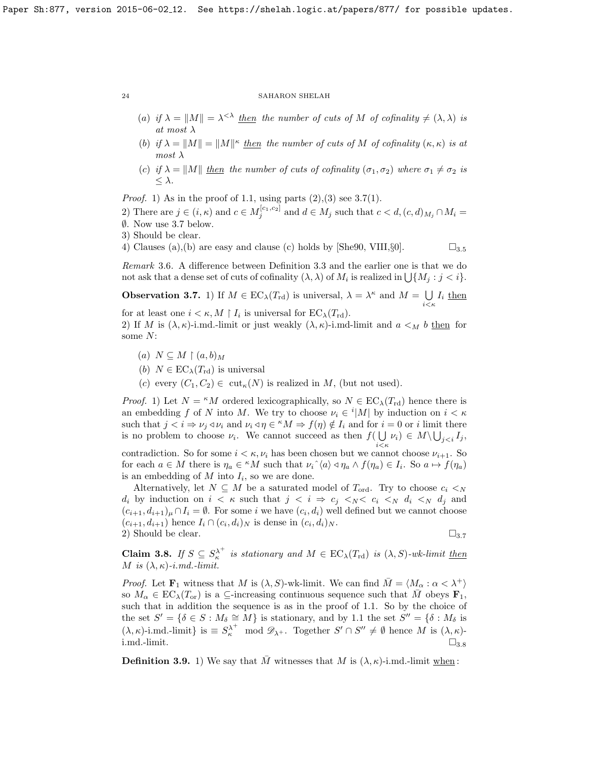(a) *if* $\lambda = \|M\| = \lambda^{<\lambda}$ *then the number of cuts of* $M$ *of cofinality* $\neq (\lambda, \lambda)$ *is at most* $\lambda$

(b) *if* $\lambda = \|M\| = \|M\|^\kappa$ *then the number of cuts of* $M$ *of cofinality* $(\kappa, \kappa)$ *is at most* $\lambda$

(c) *if* $\lambda = \|M\|$ *then the number of cuts of cofinality* $(\sigma_1, \sigma_2)$ *where* $\sigma_1 \neq \sigma_2$ *is* $\leq \lambda$.

*Proof.* 1) As in the proof of 1.1, using parts (2),(3) see 3.7(1).

2) There are $j \in (i, \kappa)$ and $c \in M_j^{[c_1, c_2]}$ and $d \in M_j$ such that $c < d, (c, d)_{M_j} \cap M_i = \emptyset$. Now use 3.7 below.

3) Should be clear.

4) Clauses (a),(b) are easy and clause (c) holds by [She90, VIII,§0]. $\square_{3.5}$

*Remark* 3.6. A difference between Definition 3.3 and the earlier one is that we do not ask that a dense set of cuts of cofinality $(\lambda, \lambda)$ of $M_i$ is realized in $\bigcup\{M_j : j < i\}$.

**Observation 3.7.** 1) If $M \in \mathrm{EC}_\lambda(T_{\mathrm{rd}})$ is universal, $\lambda = \lambda^\kappa$ and $M = \bigcup\limits_{i<\kappa} I_i$ then for at least one $i < \kappa, M \restriction I_i$ is universal for $\mathrm{EC}_\lambda(T_{\mathrm{rd}})$.

2) If $M$ is $(\lambda, \kappa)$-i.md.-limit or just weakly $(\lambda, \kappa)$-i.md-limit and $a <_M b$ then for some $N$:

(a) $N \subseteq M \restriction (a, b)_M$

(b) $N \in \mathrm{EC}_\lambda(T_{\mathrm{rd}})$ is universal

(c) every $(C_1, C_2) \in \mathrm{cut}_\kappa(N)$ is realized in $M$, (but not used).

*Proof.* 1) Let $N = {}^\kappa M$ ordered lexicographically, so $N \in \mathrm{EC}_\lambda(T_{\mathrm{rd}})$ hence there is an embedding $f$ of $N$ into $M$. We try to choose $\nu_i \in {}^i|M|$ by induction on $i < \kappa$ such that $j < i \Rightarrow \nu_j \triangleleft \nu_i$ and $\nu_i \triangleleft \eta \in {}^\kappa M \Rightarrow f(\eta) \notin I_i$ and for $i = 0$ or $i$ limit there is no problem to choose $\nu_i$. We cannot succeed as then $f(\bigcup\limits_{i<\kappa} \nu_i) \in M \backslash \bigcup_{j<i} I_j$, contradiction. So for some $i < \kappa, \nu_i$ has been chosen but we cannot choose $\nu_{i+1}$. So for each $a \in M$ there is $\eta_a \in {}^\kappa M$ such that $\nu_i{}^\frown\langle a \rangle \triangleleft \eta_a \wedge f(\eta_a) \in I_i$. So $a \mapsto f(\eta_a)$ is an embedding of $M$ into $I_i$, so we are done.

Alternatively, let $N \subseteq M$ be a saturated model of $T_{\mathrm{ord}}$. Try to choose $c_i <_N d_i$ by induction on $i < \kappa$ such that $j < i \Rightarrow c_j <_N < c_i <_N d_i <_N d_j$ and $(c_{i+1}, d_{i+1})_\mu \cap I_i = \emptyset$. For some $i$ we have $(c_i, d_i)$ well defined but we cannot choose $(c_{i+1}, d_{i+1})$ hence $I_i \cap (c_i, d_i)_N$ is dense in $(c_i, d_i)_N$.

2) Should be clear. $\square_{3.7}$

**Claim 3.8.** *If* $S \subseteq S^{\lambda^+}_\kappa$ *is stationary and* $M \in \mathrm{EC}_\lambda(T_{\mathrm{rd}})$ *is* $(\lambda, S)$*-wk-limit then* $M$ *is* $(\lambda, \kappa)$*-i.md.-limit.*

*Proof.* Let $\mathbf{F}_1$ witness that $M$ is $(\lambda, S)$-wk-limit. We can find $\bar{M} = \langle M_\alpha : \alpha < \lambda^+ \rangle$ so $M_\alpha \in \mathrm{EC}_\lambda(T_{\mathrm{or}})$ is a $\subseteq$-increasing continuous sequence such that $\bar{M}$ obeys $\mathbf{F}_1$, such that in addition the sequence is as in the proof of 1.1. So by the choice of the set $S' = \{\delta \in S : M_\delta \cong M\}$ is stationary, and by 1.1 the set $S'' = \{\delta : M_\delta$ is $(\lambda, \kappa)$-i.md.-limit$\}$ is $\equiv S^{\lambda^+}_\kappa \mod \mathscr{D}_{\lambda^+}$. Together $S' \cap S'' \neq \emptyset$ hence $M$ is $(\lambda, \kappa)$-i.md.-limit. $\square_{3.8}$

**Definition 3.9.** 1) We say that $\bar{M}$ witnesses that $M$ is $(\lambda, \kappa)$-i.md.-limit when: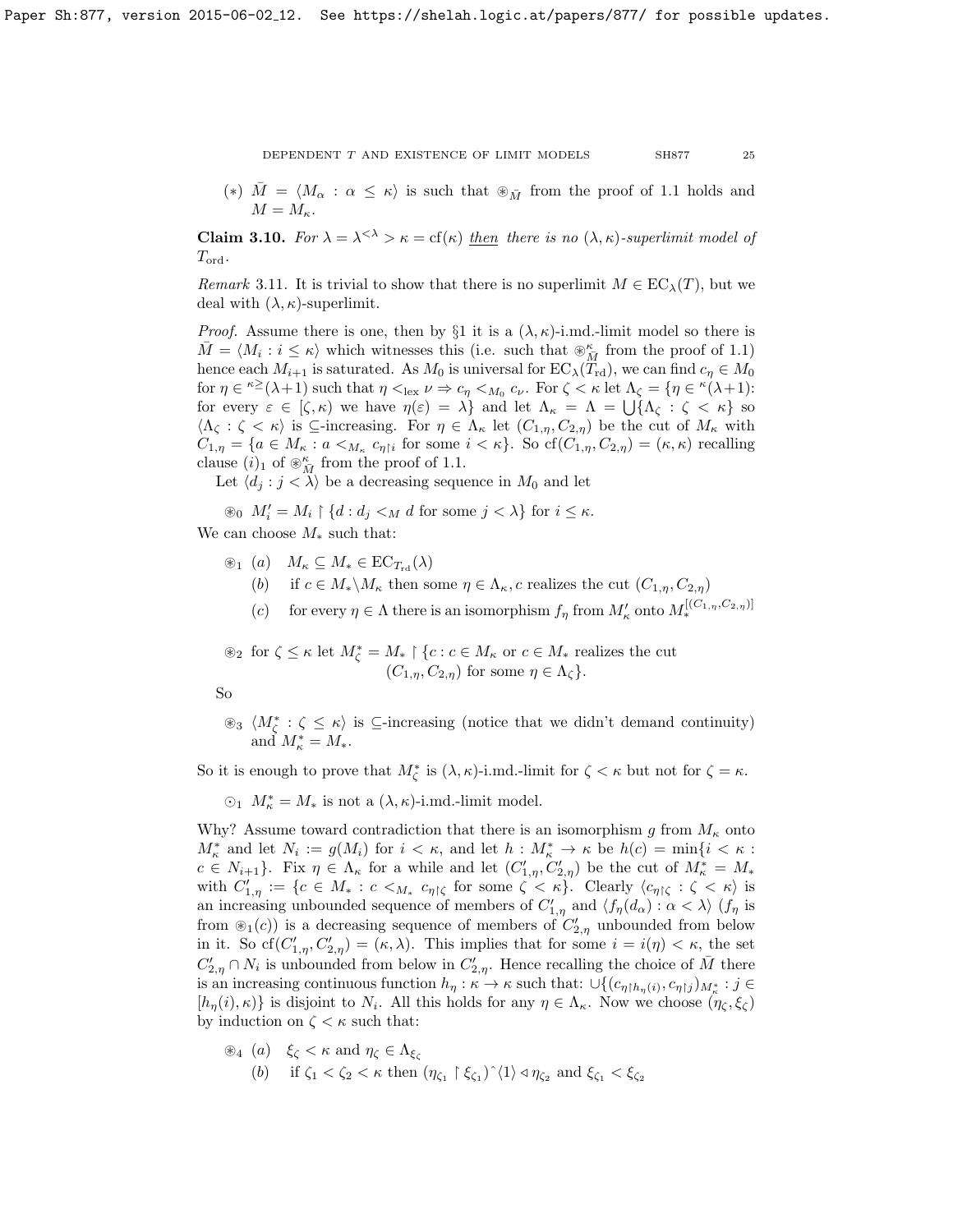$(*)$ $\bar{M} = \langle M_\alpha : \alpha \le \kappa \rangle$ is such that $\circledast_{\bar{M}}$ from the proof of 1.1 holds and $M = M_\kappa$.

**Claim 3.10.** *For $\lambda = \lambda^{<\lambda} > \kappa = \mathrm{cf}(\kappa)$ then there is no $(\lambda, \kappa)$-superlimit model of $T_{\mathrm{ord}}$.*

*Remark* 3.11. It is trivial to show that there is no superlimit $M \in \mathrm{EC}_\lambda(T)$, but we deal with $(\lambda, \kappa)$-superlimit.

*Proof.* Assume there is one, then by §1 it is a $(\lambda, \kappa)$-i.md.-limit model so there is $\bar{M} = \langle M_i : i \le \kappa \rangle$ which witnesses this (i.e. such that $\circledast^\kappa_{\bar{M}}$ from the proof of 1.1) hence each $M_{i+1}$ is saturated. As $M_0$ is universal for $\mathrm{EC}_\lambda(T_{\mathrm{rd}})$, we can find $c_\eta \in M_0$ for $\eta \in {}^{\kappa \ge}(\lambda+1)$ such that $\eta <_{\mathrm{lex}} \nu \Rightarrow c_\eta <_{M_0} c_\nu$. For $\zeta < \kappa$ let $\Lambda_\zeta = \{\eta \in {}^\kappa(\lambda+1)$: for every $\varepsilon \in [\zeta, \kappa)$ we have $\eta(\varepsilon) = \lambda\}$ and let $\Lambda_\kappa = \Lambda = \bigcup\{\Lambda_\zeta : \zeta < \kappa\}$ so $\langle \Lambda_\zeta : \zeta < \kappa \rangle$ is $\subseteq$-increasing. For $\eta \in \Lambda_\kappa$ let $(C_{1,\eta}, C_{2,\eta})$ be the cut of $M_\kappa$ with $C_{1,\eta} = \{a \in M_\kappa : a <_{M_\kappa} c_{\eta \restriction i}$ for some $i < \kappa\}$. So $\mathrm{cf}(C_{1,\eta}, C_{2,\eta}) = (\kappa, \kappa)$ recalling clause $(i)_1$ of $\circledast^\kappa_{\bar{M}}$ from the proof of 1.1.

Let $\langle d_j : j < \lambda \rangle$ be a decreasing sequence in $M_0$ and let

$\circledast_0$ $M'_i = M_i \restriction \{d : d_j <_M d$ for some $j < \lambda\}$ for $i \le \kappa$.

We can choose $M_*$ such that:

$\circledast_1$ (a) $M_\kappa \subseteq M_* \in \mathrm{EC}_{T_{\mathrm{rd}}}(\lambda)$

(b) if $c \in M_* \backslash M_\kappa$ then some $\eta \in \Lambda_\kappa, c$ realizes the cut $(C_{1,\eta}, C_{2,\eta})$

(c) for every $\eta \in \Lambda$ there is an isomorphism $f_\eta$ from $M'_\kappa$ onto $M_*^{[(C_{1,\eta}, C_{2,\eta})]}$

$\circledast_2$ for $\zeta \le \kappa$ let $M^*_\zeta = M_* \restriction \{c : c \in M_\kappa$ or $c \in M_*$ realizes the cut $(C_{1,\eta}, C_{2,\eta})$ for some $\eta \in \Lambda_\zeta\}$.

So

$\circledast_3$ $\langle M^*_\zeta : \zeta \le \kappa \rangle$ is $\subseteq$-increasing (notice that we didn't demand continuity) and $M^*_\kappa = M_*$.

So it is enough to prove that $M^*_\zeta$ is $(\lambda, \kappa)$-i.md.-limit for $\zeta < \kappa$ but not for $\zeta = \kappa$.

$\odot_1$ $M^*_\kappa = M_*$ is not a $(\lambda, \kappa)$-i.md.-limit model.

Why? Assume toward contradiction that there is an isomorphism $g$ from $M_\kappa$ onto $M^*_\kappa$ and let $N_i := g(M_i)$ for $i < \kappa$, and let $h : M^*_\kappa \to \kappa$ be $h(c) = \min\{i < \kappa : c \in N_{i+1}\}$. Fix $\eta \in \Lambda_\kappa$ for a while and let $(C'_{1,\eta}, C'_{2,\eta})$ be the cut of $M^*_\kappa = M_*$ with $C'_{1,\eta} := \{c \in M_* : c <_{M_*} c_{\eta \restriction \zeta}$ for some $\zeta < \kappa\}$. Clearly $\langle c_{\eta \restriction \zeta} : \zeta < \kappa \rangle$ is an increasing unbounded sequence of members of $C'_{1,\eta}$ and $\langle f_\eta(d_\alpha) : \alpha < \lambda \rangle$ ($f_\eta$ is from $\circledast_1(c)$) is a decreasing sequence of members of $C'_{2,\eta}$ unbounded from below in it. So $\mathrm{cf}(C'_{1,\eta}, C'_{2,\eta}) = (\kappa, \lambda)$. This implies that for some $i = i(\eta) < \kappa$, the set $C'_{2,\eta} \cap N_i$ is unbounded from below in $C'_{2,\eta}$. Hence recalling the choice of $\bar{M}$ there is an increasing continuous function $h_\eta : \kappa \to \kappa$ such that: $\cup\{(c_{\eta \restriction h_\eta(i)}, c_{\eta \restriction j})_{M^*_\kappa} : j \in [h_\eta(i), \kappa)\}$ is disjoint to $N_i$. All this holds for any $\eta \in \Lambda_\kappa$. Now we choose $(\eta_\zeta, \xi_\zeta)$ by induction on $\zeta < \kappa$ such that:

$\circledast_4$ (a) $\xi_\zeta < \kappa$ and $\eta_\zeta \in \Lambda_{\xi_\zeta}$

(b) if $\zeta_1 < \zeta_2 < \kappa$ then $(\eta_{\zeta_1} \restriction \xi_{\zeta_1})\hat{\ }\langle 1 \rangle \triangleleft \eta_{\zeta_2}$ and $\xi_{\zeta_1} < \xi_{\zeta_2}$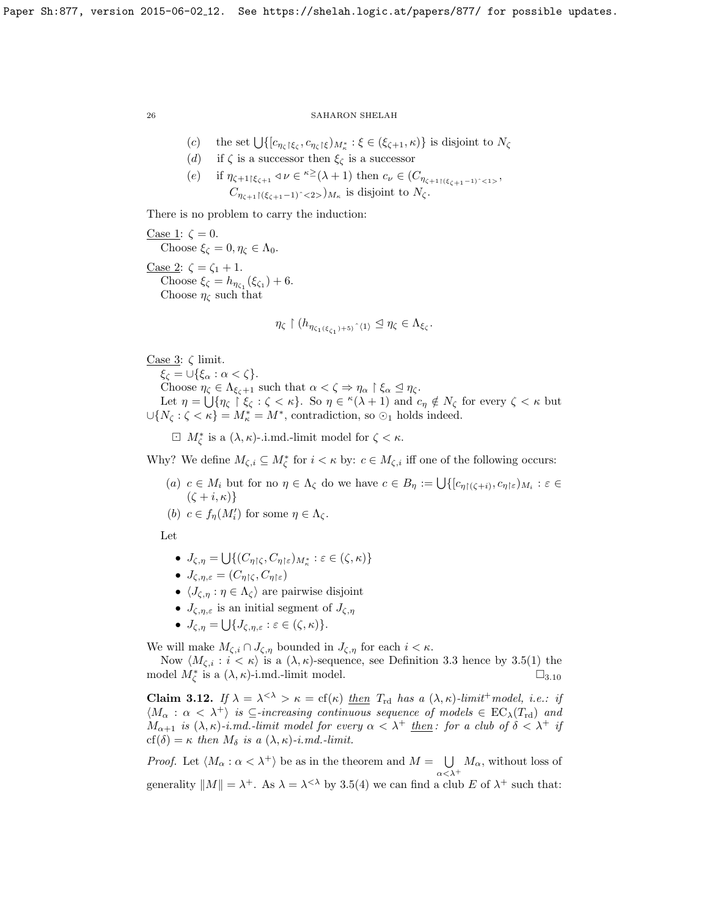(c) the set $\bigcup\{[c_{\eta_\zeta \restriction \xi_\zeta}, c_{\eta_\zeta \restriction \xi})_{M^*_\kappa} : \xi \in (\xi_{\zeta+1}, \kappa)\}$ is disjoint to $N_\zeta$

(d) if $\zeta$ is a successor then $\xi_\zeta$ is a successor

(e) if $\eta_{\zeta+1 \restriction \xi_{\zeta+1}} \triangleleft \nu \in {}^{\kappa \geq}(\lambda+1)$ then $c_\nu \in (C_{\eta_{\zeta+1} \restriction (\xi_{\zeta+1}-1)\hat{}<1>}, C_{\eta_{\zeta+1} \restriction (\xi_{\zeta+1}-1)\hat{}<2>})_{M_\kappa}$ is disjoint to $N_\zeta$.

There is no problem to carry the induction:

Case 1: $\zeta = 0$.
Choose $\xi_\zeta = 0, \eta_\zeta \in \Lambda_0$.

Case 2: $\zeta = \zeta_1 + 1$.
Choose $\xi_\zeta = h_{\eta_{\zeta_1}}(\xi_{\zeta_1}) + 6$.
Choose $\eta_\zeta$ such that

$$\eta_\zeta \restriction (h_{\eta_{\zeta_1}(\xi_{\zeta_1})+5})\hat{}\langle 1 \rangle \trianglelefteq \eta_\zeta \in \Lambda_{\xi_\zeta}.$$

Case 3: $\zeta$ limit.
$\xi_\zeta = \cup\{\xi_\alpha : \alpha < \zeta\}$.
Choose $\eta_\zeta \in \Lambda_{\xi_\zeta + 1}$ such that $\alpha < \zeta \Rightarrow \eta_\alpha \restriction \xi_\alpha \trianglelefteq \eta_\zeta$.
Let $\eta = \bigcup\{\eta_\zeta \restriction \xi_\zeta : \zeta < \kappa\}$. So $\eta \in {}^\kappa(\lambda+1)$ and $c_\eta \notin N_\zeta$ for every $\zeta < \kappa$ but $\cup\{N_\zeta : \zeta < \kappa\} = M^*_\kappa = M^*$, contradiction, so $\odot_1$ holds indeed.

$\boxdot$ $M^*_\zeta$ is a $(\lambda,\kappa)$-i.md.-limit model for $\zeta < \kappa$.

Why? We define $M_{\zeta,i} \subseteq M^*_\zeta$ for $i < \kappa$ by: $c \in M_{\zeta,i}$ iff one of the following occurs:

(a) $c \in M_i$ but for no $\eta \in \Lambda_\zeta$ do we have $c \in B_\eta := \bigcup\{[c_{\eta \restriction (\zeta+i)}, c_{\eta \restriction \varepsilon})_{M_i} : \varepsilon \in (\zeta + i, \kappa)\}$

(b) $c \in f_\eta(M'_i)$ for some $\eta \in \Lambda_\zeta$.

Let

- $J_{\zeta,\eta} = \bigcup\{(C_{\eta \restriction \zeta}, C_{\eta \restriction \varepsilon})_{M^*_\kappa} : \varepsilon \in (\zeta, \kappa)\}$
- $J_{\zeta,\eta,\varepsilon} = (C_{\eta \restriction \zeta}, C_{\eta \restriction \varepsilon})$
- $\langle J_{\zeta,\eta} : \eta \in \Lambda_\zeta \rangle$ are pairwise disjoint
- $J_{\zeta,\eta,\varepsilon}$ is an initial segment of $J_{\zeta,\eta}$
- $J_{\zeta,\eta} = \bigcup\{J_{\zeta,\eta,\varepsilon} : \varepsilon \in (\zeta, \kappa)\}$.

We will make $M_{\zeta,i} \cap J_{\zeta,\eta}$ bounded in $J_{\zeta,\eta}$ for each $i < \kappa$.

Now $\langle M_{\zeta,i} : i < \kappa \rangle$ is a $(\lambda,\kappa)$-sequence, see Definition 3.3 hence by 3.5(1) the model $M^*_\zeta$ is a $(\lambda,\kappa)$-i.md.-limit model. $\square_{3.10}$

**Claim 3.12.** *If $\lambda = \lambda^{<\lambda} > \kappa = \mathrm{cf}(\kappa)$ then $T_{\mathrm{rd}}$ has a $(\lambda,\kappa)$-limit$^+$model, i.e.: if $\langle M_\alpha : \alpha < \lambda^+ \rangle$ is $\subseteq$-increasing continuous sequence of models $\in \mathrm{EC}_\lambda(T_{\mathrm{rd}})$ and $M_{\alpha+1}$ is $(\lambda,\kappa)$-i.md.-limit model for every $\alpha < \lambda^+$ then: for a club of $\delta < \lambda^+$ if $\mathrm{cf}(\delta) = \kappa$ then $M_\delta$ is a $(\lambda,\kappa)$-i.md.-limit.*

*Proof.* Let $\langle M_\alpha : \alpha < \lambda^+ \rangle$ be as in the theorem and $M = \bigcup_{\alpha < \lambda^+} M_\alpha$, without loss of generality $\|M\| = \lambda^+$. As $\lambda = \lambda^{<\lambda}$ by 3.5(4) we can find a club $E$ of $\lambda^+$ such that: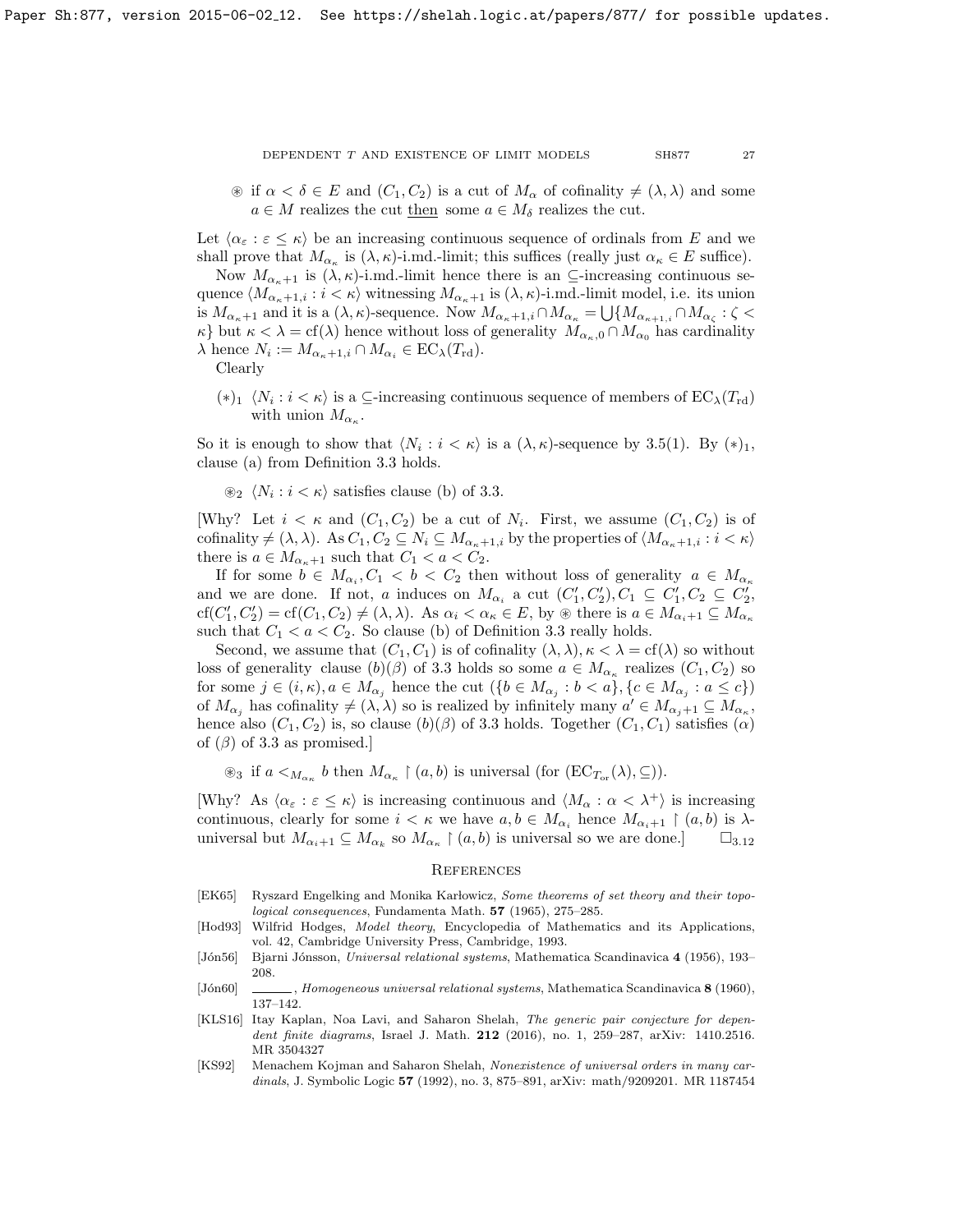⊛ if $\alpha < \delta \in E$ and $(C_1, C_2)$ is a cut of $M_\alpha$ of cofinality $\neq (\lambda, \lambda)$ and some $a \in M$ realizes the cut <u>then</u> some $a \in M_\delta$ realizes the cut.

Let $\langle \alpha_\varepsilon : \varepsilon \leq \kappa \rangle$ be an increasing continuous sequence of ordinals from $E$ and we shall prove that $M_{\alpha_\kappa}$ is $(\lambda, \kappa)$-i.md.-limit; this suffices (really just $\alpha_\kappa \in E$ suffice).

Now $M_{\alpha_\kappa+1}$ is $(\lambda, \kappa)$-i.md.-limit hence there is an $\subseteq$-increasing continuous sequence $\langle M_{\alpha_\kappa+1,i} : i < \kappa \rangle$ witnessing $M_{\alpha_\kappa+1}$ is $(\lambda, \kappa)$-i.md.-limit model, i.e. its union is $M_{\alpha_\kappa+1}$ and it is a $(\lambda, \kappa)$-sequence. Now $M_{\alpha_\kappa+1,i} \cap M_{\alpha_\kappa} = \bigcup \{M_{\alpha_{\kappa+1},i} \cap M_{\alpha_\zeta} : \zeta < \kappa\}$ but $\kappa < \lambda = \text{cf}(\lambda)$ hence without loss of generality $M_{\alpha_\kappa,0} \cap M_{\alpha_0}$ has cardinality $\lambda$ hence $N_i := M_{\alpha_\kappa+1,i} \cap M_{\alpha_i} \in \text{EC}_\lambda(T_{\text{rd}})$.

Clearly

$(*)_1$ $\langle N_i : i < \kappa \rangle$ is a $\subseteq$-increasing continuous sequence of members of $\text{EC}_\lambda(T_{\text{rd}})$ with union $M_{\alpha_\kappa}$.

So it is enough to show that $\langle N_i : i < \kappa \rangle$ is a $(\lambda, \kappa)$-sequence by 3.5(1). By $(*)_1$, clause (a) from Definition 3.3 holds.

$\circledast_2$ $\langle N_i : i < \kappa \rangle$ satisfies clause (b) of 3.3.

[Why? Let $i < \kappa$ and $(C_1, C_2)$ be a cut of $N_i$. First, we assume $(C_1, C_2)$ is of cofinality $\neq (\lambda, \lambda)$. As $C_1, C_2 \subseteq N_i \subseteq M_{\alpha_\kappa+1,i}$ by the properties of $\langle M_{\alpha_\kappa+1,i} : i < \kappa \rangle$ there is $a \in M_{\alpha_\kappa+1}$ such that $C_1 < a < C_2$.

If for some $b \in M_{\alpha_i}, C_1 < b < C_2$ then without loss of generality $a \in M_{\alpha_\kappa}$ and we are done. If not, $a$ induces on $M_{\alpha_i}$ a cut $(C_1', C_2'), C_1 \subseteq C_1', C_2 \subseteq C_2'$, $\text{cf}(C_1', C_2') = \text{cf}(C_1, C_2) \neq (\lambda, \lambda)$. As $\alpha_i < \alpha_\kappa \in E$, by ⊛ there is $a \in M_{\alpha_i+1} \subseteq M_{\alpha_\kappa}$ such that $C_1 < a < C_2$. So clause (b) of Definition 3.3 really holds.

Second, we assume that $(C_1, C_1)$ is of cofinality $(\lambda, \lambda), \kappa < \lambda = \text{cf}(\lambda)$ so without loss of generality clause $(b)(\beta)$ of 3.3 holds so some $a \in M_{\alpha_\kappa}$ realizes $(C_1, C_2)$ so for some $j \in (i, \kappa), a \in M_{\alpha_j}$ hence the cut $(\{b \in M_{\alpha_j} : b < a\}, \{c \in M_{\alpha_j} : a \leq c\})$ of $M_{\alpha_j}$ has cofinality $\neq (\lambda, \lambda)$ so is realized by infinitely many $a' \in M_{\alpha_j+1} \subseteq M_{\alpha_\kappa}$, hence also $(C_1, C_2)$ is, so clause $(b)(\beta)$ of 3.3 holds. Together $(C_1, C_1)$ satisfies $(\alpha)$ of $(\beta)$ of 3.3 as promised.]

$\circledast_3$ if $a <_{M_{\alpha_\kappa}} b$ then $M_{\alpha_\kappa} \restriction (a, b)$ is universal (for $(\text{EC}_{T_{\text{or}}}(\lambda), \subseteq)$).

[Why? As $\langle \alpha_\varepsilon : \varepsilon \leq \kappa \rangle$ is increasing continuous and $\langle M_\alpha : \alpha < \lambda^+ \rangle$ is increasing continuous, clearly for some $i < \kappa$ we have $a, b \in M_{\alpha_i}$ hence $M_{\alpha_i+1} \restriction (a, b)$ is $\lambda$-universal but $M_{\alpha_i+1} \subseteq M_{\alpha_k}$ so $M_{\alpha_\kappa} \restriction (a, b)$ is universal so we are done.] $\square_{3.12}$

## References

- [EK65] Ryszard Engelking and Monika Karłowicz, *Some theorems of set theory and their topological consequences*, Fundamenta Math. **57** (1965), 275–285.
- [Hod93] Wilfrid Hodges, *Model theory*, Encyclopedia of Mathematics and its Applications, vol. 42, Cambridge University Press, Cambridge, 1993.
- [Jón56] Bjarni Jónsson, *Universal relational systems*, Mathematica Scandinavica **4** (1956), 193–208.
- [Jón60] ______, *Homogeneous universal relational systems*, Mathematica Scandinavica **8** (1960), 137–142.
- [KLS16] Itay Kaplan, Noa Lavi, and Saharon Shelah, *The generic pair conjecture for dependent finite diagrams*, Israel J. Math. **212** (2016), no. 1, 259–287, arXiv: 1410.2516. MR 3504327
- [KS92] Menachem Kojman and Saharon Shelah, *Nonexistence of universal orders in many cardinals*, J. Symbolic Logic **57** (1992), no. 3, 875–891, arXiv: math/9209201. MR 1187454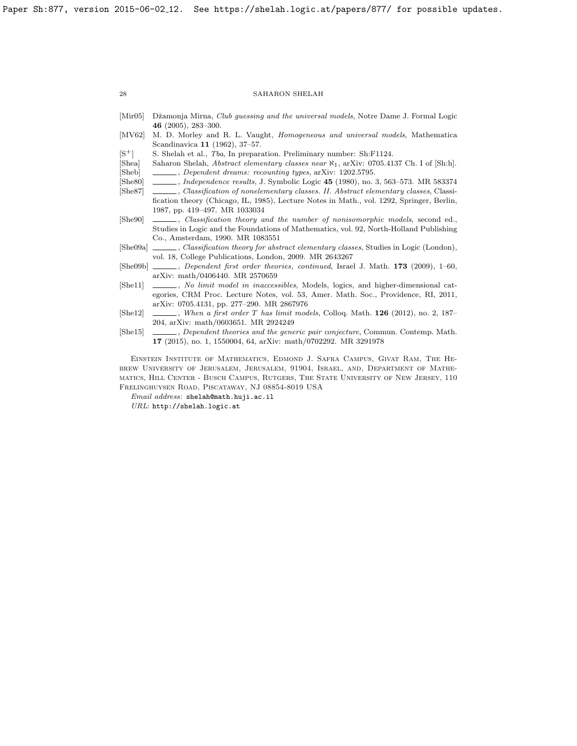- [Mir05] Džamonja Mirna, *Club guessing and the universal models*, Notre Dame J. Formal Logic **46** (2005), 283–300.
- [MV62] M. D. Morley and R. L. Vaught, *Homogeneous and universal models*, Mathematica Scandinavica **11** (1962), 37–57.
- [S$^+$] S. Shelah et al., *Tba*, In preparation. Preliminary number: Sh:F1124.
- [Shea] Saharon Shelah, *Abstract elementary classes near* $\aleph_1$, arXiv: 0705.4137 Ch. I of [Sh:h].
- [Sheb] ______, *Dependent dreams: recounting types*, arXiv: 1202.5795.
- [She80] ______, *Independence results*, J. Symbolic Logic **45** (1980), no. 3, 563–573. MR 583374
- [She87] ______, *Classification of nonelementary classes. II. Abstract elementary classes*, Classification theory (Chicago, IL, 1985), Lecture Notes in Math., vol. 1292, Springer, Berlin, 1987, pp. 419–497. MR 1033034
- [She90] ______, *Classification theory and the number of nonisomorphic models*, second ed., Studies in Logic and the Foundations of Mathematics, vol. 92, North-Holland Publishing Co., Amsterdam, 1990. MR 1083551
- [She09a] ______, *Classification theory for abstract elementary classes*, Studies in Logic (London), vol. 18, College Publications, London, 2009. MR 2643267
- [She09b] ______, *Dependent first order theories, continued*, Israel J. Math. **173** (2009), 1–60, arXiv: math/0406440. MR 2570659
- [She11] ______, *No limit model in inaccessibles*, Models, logics, and higher-dimensional categories, CRM Proc. Lecture Notes, vol. 53, Amer. Math. Soc., Providence, RI, 2011, arXiv: 0705.4131, pp. 277–290. MR 2867976
- [She12] ______, *When a first order T has limit models*, Colloq. Math. **126** (2012), no. 2, 187–204, arXiv: math/0603651. MR 2924249
- [She15] ______, *Dependent theories and the generic pair conjecture*, Commun. Contemp. Math. **17** (2015), no. 1, 1550004, 64, arXiv: math/0702292. MR 3291978

Einstein Institute of Mathematics, Edmond J. Safra Campus, Givat Ram, The Hebrew University of Jerusalem, Jerusalem, 91904, Israel, and, Department of Mathematics, Hill Center - Busch Campus, Rutgers, The State University of New Jersey, 110 Frelinghuysen Road, Piscataway, NJ 08854-8019 USA

*Email address*: shelah@math.huji.ac.il

*URL*: http://shelah.logic.at